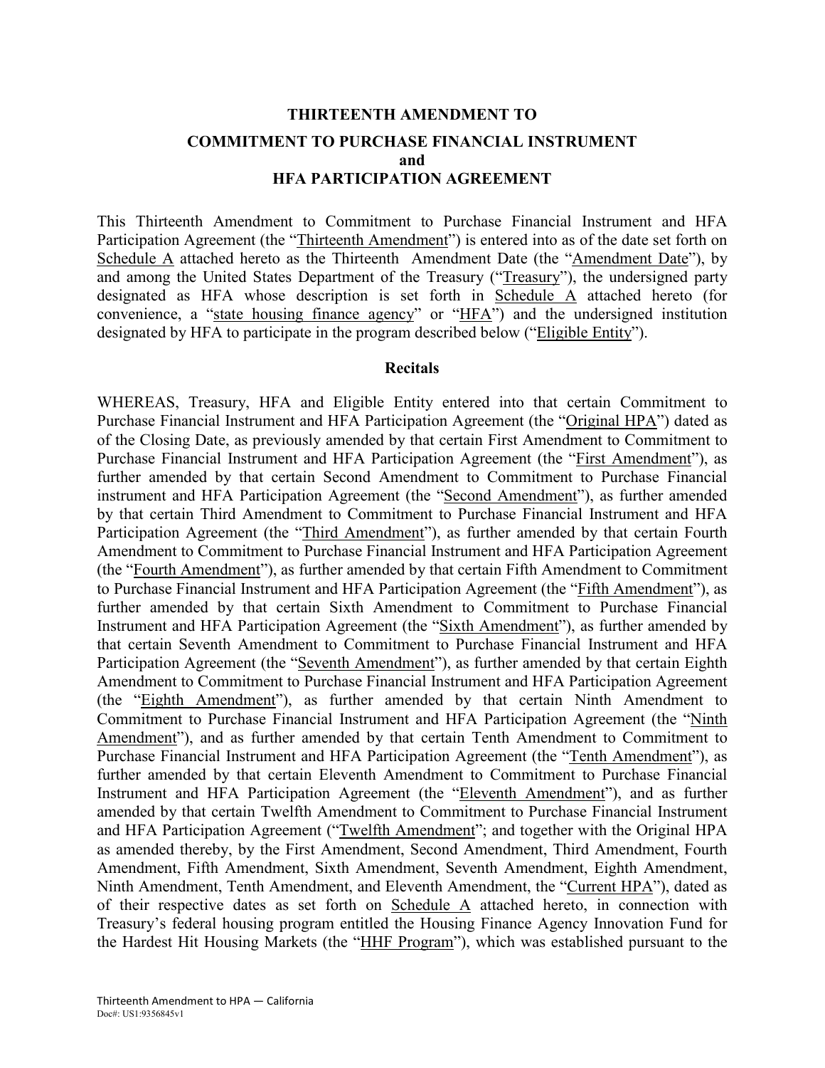# THIRTEENTH AMENDMENT TO
# COMMITMENT TO PURCHASE FINANCIAL INSTRUMENT
# and
# HFA PARTICIPATION AGREEMENT

This Thirteenth Amendment to Commitment to Purchase Financial Instrument and HFA Participation Agreement (the "Thirteenth Amendment") is entered into as of the date set forth on Schedule A attached hereto as the Thirteenth Amendment Date (the "Amendment Date"), by and among the United States Department of the Treasury ("Treasury"), the undersigned party designated as HFA whose description is set forth in Schedule A attached hereto (for convenience, a "state housing finance agency" or "HFA") and the undersigned institution designated by HFA to participate in the program described below ("Eligible Entity").

## Recitals

WHEREAS, Treasury, HFA and Eligible Entity entered into that certain Commitment to Purchase Financial Instrument and HFA Participation Agreement (the "Original HPA") dated as of the Closing Date, as previously amended by that certain First Amendment to Commitment to Purchase Financial Instrument and HFA Participation Agreement (the "First Amendment"), as further amended by that certain Second Amendment to Commitment to Purchase Financial instrument and HFA Participation Agreement (the "Second Amendment"), as further amended by that certain Third Amendment to Commitment to Purchase Financial Instrument and HFA Participation Agreement (the "Third Amendment"), as further amended by that certain Fourth Amendment to Commitment to Purchase Financial Instrument and HFA Participation Agreement (the "Fourth Amendment"), as further amended by that certain Fifth Amendment to Commitment to Purchase Financial Instrument and HFA Participation Agreement (the "Fifth Amendment"), as further amended by that certain Sixth Amendment to Commitment to Purchase Financial Instrument and HFA Participation Agreement (the "Sixth Amendment"), as further amended by that certain Seventh Amendment to Commitment to Purchase Financial Instrument and HFA Participation Agreement (the "Seventh Amendment"), as further amended by that certain Eighth Amendment to Commitment to Purchase Financial Instrument and HFA Participation Agreement (the "Eighth Amendment"), as further amended by that certain Ninth Amendment to Commitment to Purchase Financial Instrument and HFA Participation Agreement (the "Ninth Amendment"), and as further amended by that certain Tenth Amendment to Commitment to Purchase Financial Instrument and HFA Participation Agreement (the "Tenth Amendment"), as further amended by that certain Eleventh Amendment to Commitment to Purchase Financial Instrument and HFA Participation Agreement (the "Eleventh Amendment"), and as further amended by that certain Twelfth Amendment to Commitment to Purchase Financial Instrument and HFA Participation Agreement ("Twelfth Amendment"; and together with the Original HPA as amended thereby, by the First Amendment, Second Amendment, Third Amendment, Fourth Amendment, Fifth Amendment, Sixth Amendment, Seventh Amendment, Eighth Amendment, Ninth Amendment, Tenth Amendment, and Eleventh Amendment, the "Current HPA"), dated as of their respective dates as set forth on Schedule A attached hereto, in connection with Treasury's federal housing program entitled the Housing Finance Agency Innovation Fund for the Hardest Hit Housing Markets (the "HHF Program"), which was established pursuant to the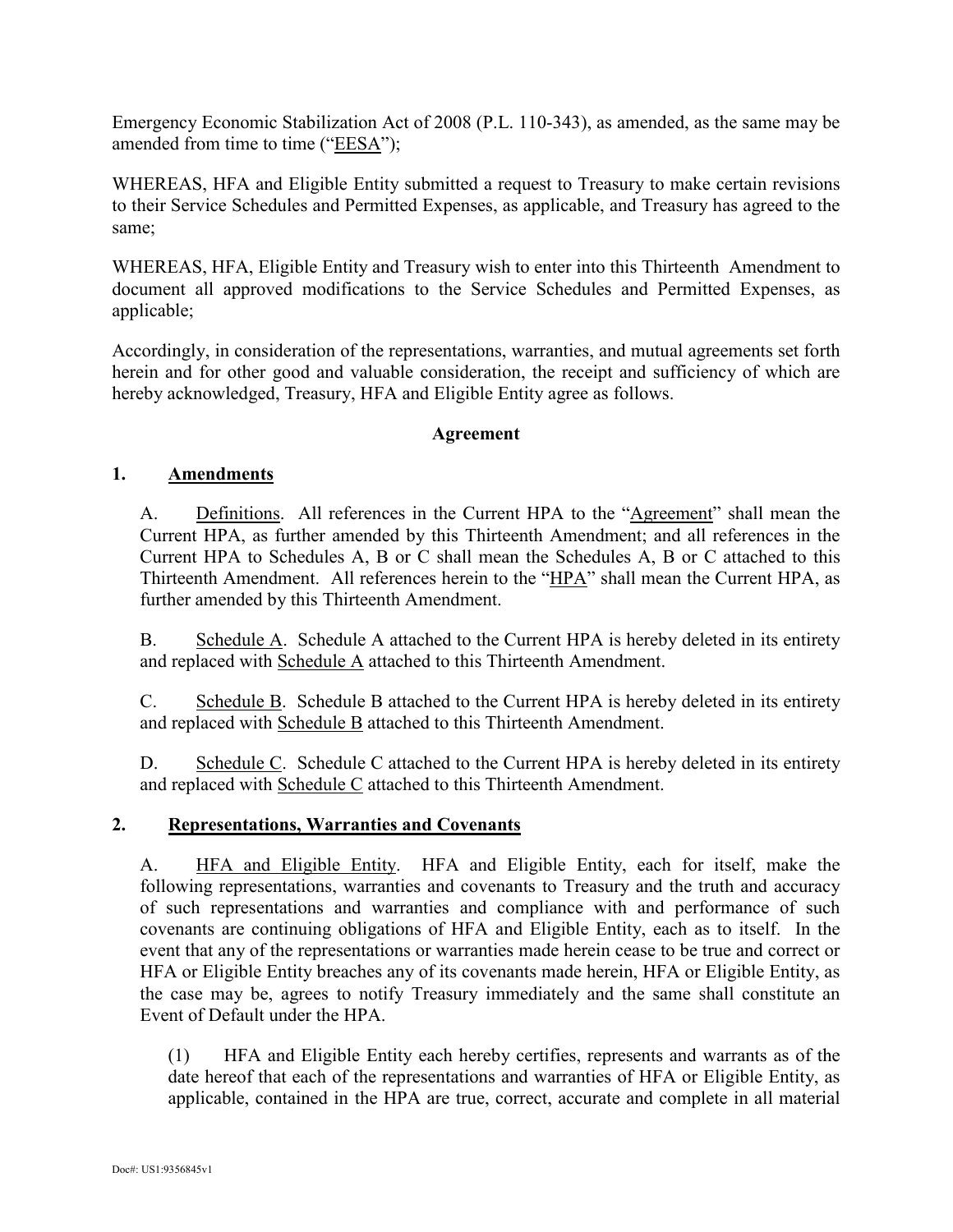Emergency Economic Stabilization Act of 2008 (P.L. 110-343), as amended, as the same may be amended from time to time ("EESA");

WHEREAS, HFA and Eligible Entity submitted a request to Treasury to make certain revisions to their Service Schedules and Permitted Expenses, as applicable, and Treasury has agreed to the same;

WHEREAS, HFA, Eligible Entity and Treasury wish to enter into this Thirteenth Amendment to document all approved modifications to the Service Schedules and Permitted Expenses, as applicable;

Accordingly, in consideration of the representations, warranties, and mutual agreements set forth herein and for other good and valuable consideration, the receipt and sufficiency of which are hereby acknowledged, Treasury, HFA and Eligible Entity agree as follows.

**Agreement**

**1. Amendments**

A. Definitions. All references in the Current HPA to the "Agreement" shall mean the Current HPA, as further amended by this Thirteenth Amendment; and all references in the Current HPA to Schedules A, B or C shall mean the Schedules A, B or C attached to this Thirteenth Amendment. All references herein to the "HPA" shall mean the Current HPA, as further amended by this Thirteenth Amendment.

B. Schedule A. Schedule A attached to the Current HPA is hereby deleted in its entirety and replaced with Schedule A attached to this Thirteenth Amendment.

C. Schedule B. Schedule B attached to the Current HPA is hereby deleted in its entirety and replaced with Schedule B attached to this Thirteenth Amendment.

D. Schedule C. Schedule C attached to the Current HPA is hereby deleted in its entirety and replaced with Schedule C attached to this Thirteenth Amendment.

**2. Representations, Warranties and Covenants**

A. HFA and Eligible Entity. HFA and Eligible Entity, each for itself, make the following representations, warranties and covenants to Treasury and the truth and accuracy of such representations and warranties and compliance with and performance of such covenants are continuing obligations of HFA and Eligible Entity, each as to itself. In the event that any of the representations or warranties made herein cease to be true and correct or HFA or Eligible Entity breaches any of its covenants made herein, HFA or Eligible Entity, as the case may be, agrees to notify Treasury immediately and the same shall constitute an Event of Default under the HPA.

(1) HFA and Eligible Entity each hereby certifies, represents and warrants as of the date hereof that each of the representations and warranties of HFA or Eligible Entity, as applicable, contained in the HPA are true, correct, accurate and complete in all material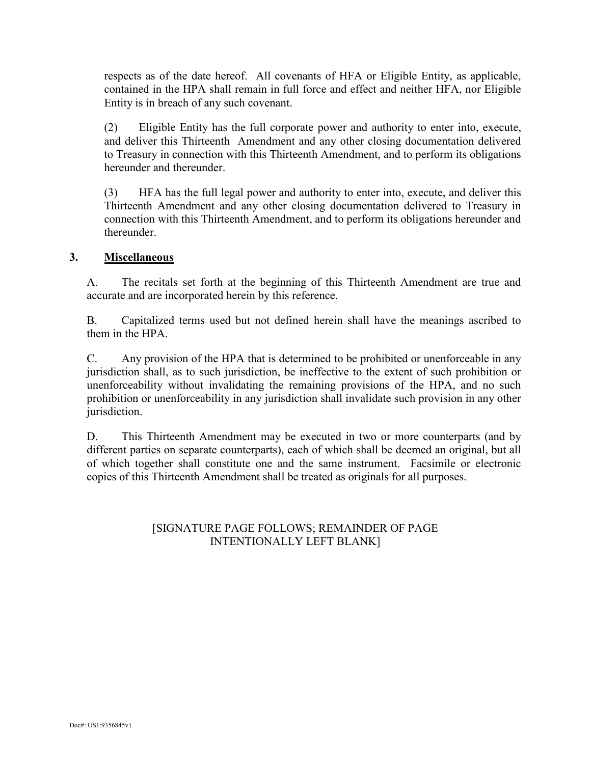respects as of the date hereof. All covenants of HFA or Eligible Entity, as applicable, contained in the HPA shall remain in full force and effect and neither HFA, nor Eligible Entity is in breach of any such covenant.

(2) Eligible Entity has the full corporate power and authority to enter into, execute, and deliver this Thirteenth Amendment and any other closing documentation delivered to Treasury in connection with this Thirteenth Amendment, and to perform its obligations hereunder and thereunder.

(3) HFA has the full legal power and authority to enter into, execute, and deliver this Thirteenth Amendment and any other closing documentation delivered to Treasury in connection with this Thirteenth Amendment, and to perform its obligations hereunder and thereunder.

## 3. Miscellaneous

A. The recitals set forth at the beginning of this Thirteenth Amendment are true and accurate and are incorporated herein by this reference.

B. Capitalized terms used but not defined herein shall have the meanings ascribed to them in the HPA.

C. Any provision of the HPA that is determined to be prohibited or unenforceable in any jurisdiction shall, as to such jurisdiction, be ineffective to the extent of such prohibition or unenforceability without invalidating the remaining provisions of the HPA, and no such prohibition or unenforceability in any jurisdiction shall invalidate such provision in any other jurisdiction.

D. This Thirteenth Amendment may be executed in two or more counterparts (and by different parties on separate counterparts), each of which shall be deemed an original, but all of which together shall constitute one and the same instrument. Facsimile or electronic copies of this Thirteenth Amendment shall be treated as originals for all purposes.

[SIGNATURE PAGE FOLLOWS; REMAINDER OF PAGE INTENTIONALLY LEFT BLANK]

Doc#: US1:9356845v1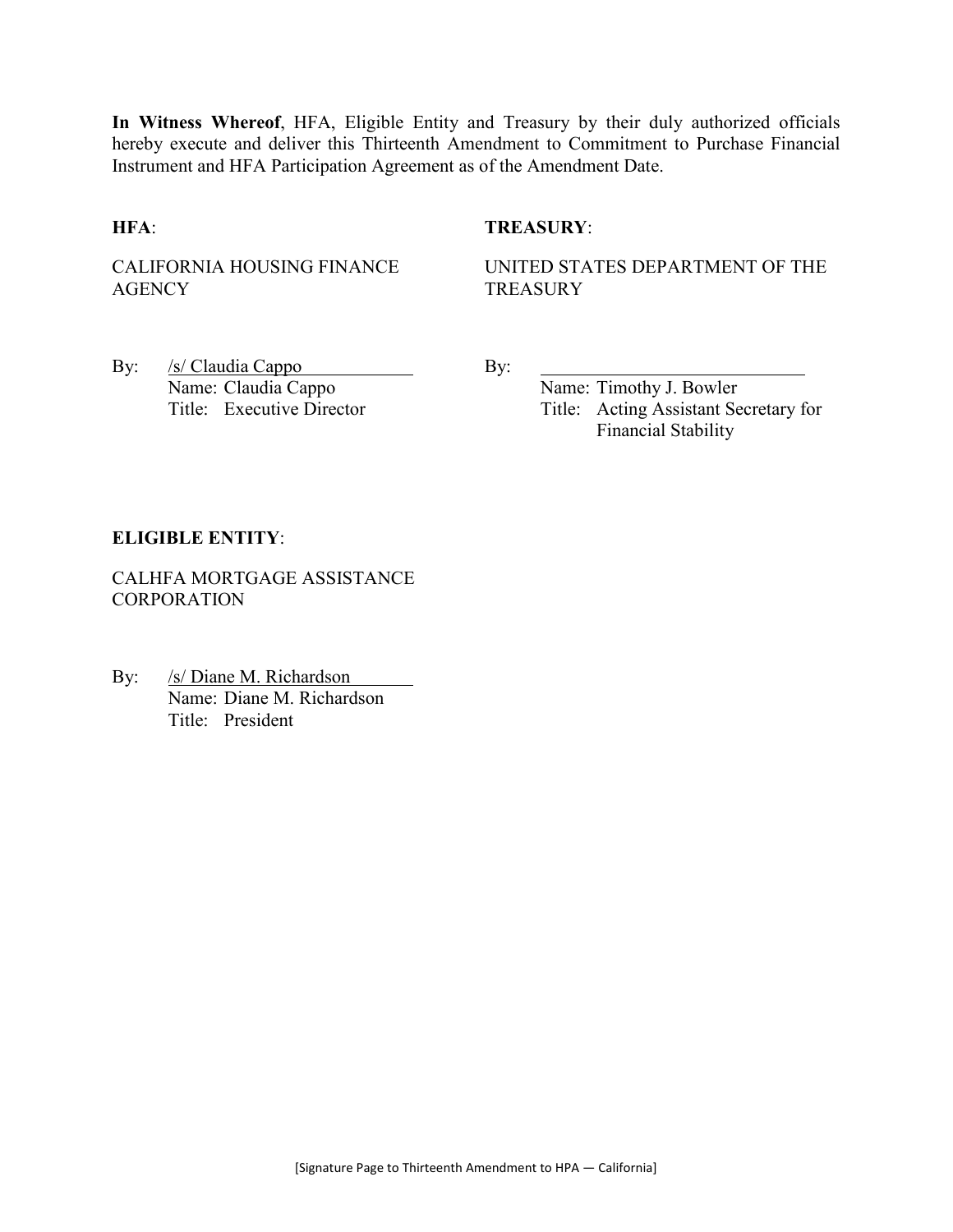**In Witness Whereof**, HFA, Eligible Entity and Treasury by their duly authorized officials hereby execute and deliver this Thirteenth Amendment to Commitment to Purchase Financial Instrument and HFA Participation Agreement as of the Amendment Date.

**HFA**:

CALIFORNIA HOUSING FINANCE AGENCY

By: /s/ Claudia Cappo
Name: Claudia Cappo
Title: Executive Director

**TREASURY**:

UNITED STATES DEPARTMENT OF THE TREASURY

By: ____________________________
Name: Timothy J. Bowler
Title: Acting Assistant Secretary for Financial Stability

**ELIGIBLE ENTITY**:

CALHFA MORTGAGE ASSISTANCE CORPORATION

By: /s/ Diane M. Richardson
Name: Diane M. Richardson
Title: President

[Signature Page to Thirteenth Amendment to HPA — California]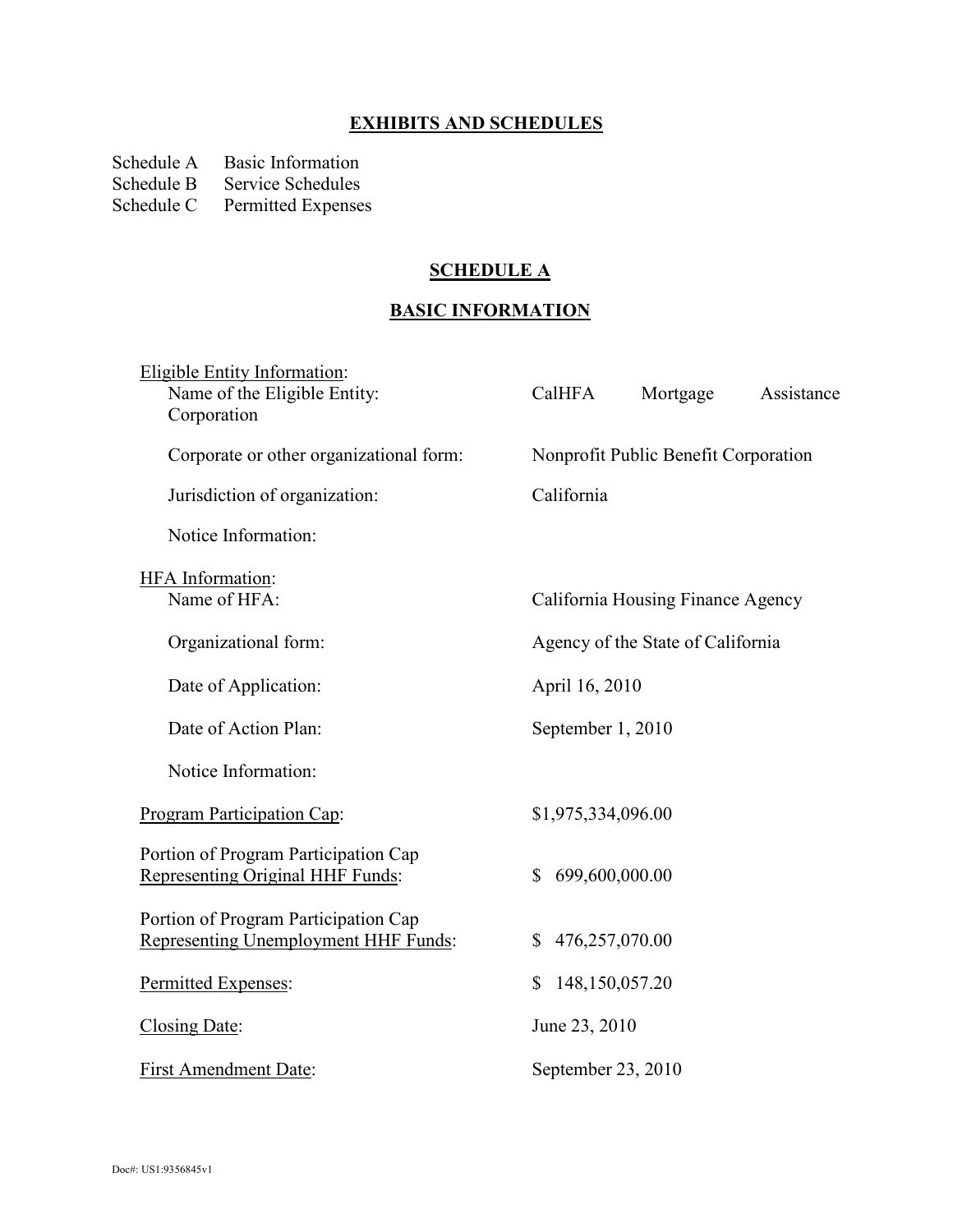## EXHIBITS AND SCHEDULES

Schedule A Basic Information
Schedule B Service Schedules
Schedule C Permitted Expenses

## SCHEDULE A

## BASIC INFORMATION

Eligible Entity Information:

| | |
|---|---|
| Name of the Eligible Entity: | CalHFA Mortgage Assistance Corporation |
| Corporate or other organizational form: | Nonprofit Public Benefit Corporation |
| Jurisdiction of organization: | California |
| Notice Information: | |

HFA Information:

| | |
|---|---|
| Name of HFA: | California Housing Finance Agency |
| Organizational form: | Agency of the State of California |
| Date of Application: | April 16, 2010 |
| Date of Action Plan: | September 1, 2010 |
| Notice Information: | |

| | |
|---|---|
| Program Participation Cap: | $1,975,334,096.00 |
| Portion of Program Participation Cap Representing Original HHF Funds: | $ 699,600,000.00 |
| Portion of Program Participation Cap Representing Unemployment HHF Funds: | $ 476,257,070.00 |
| Permitted Expenses: | $ 148,150,057.20 |
| Closing Date: | June 23, 2010 |
| First Amendment Date: | September 23, 2010 |

Doc#: US1:9356845v1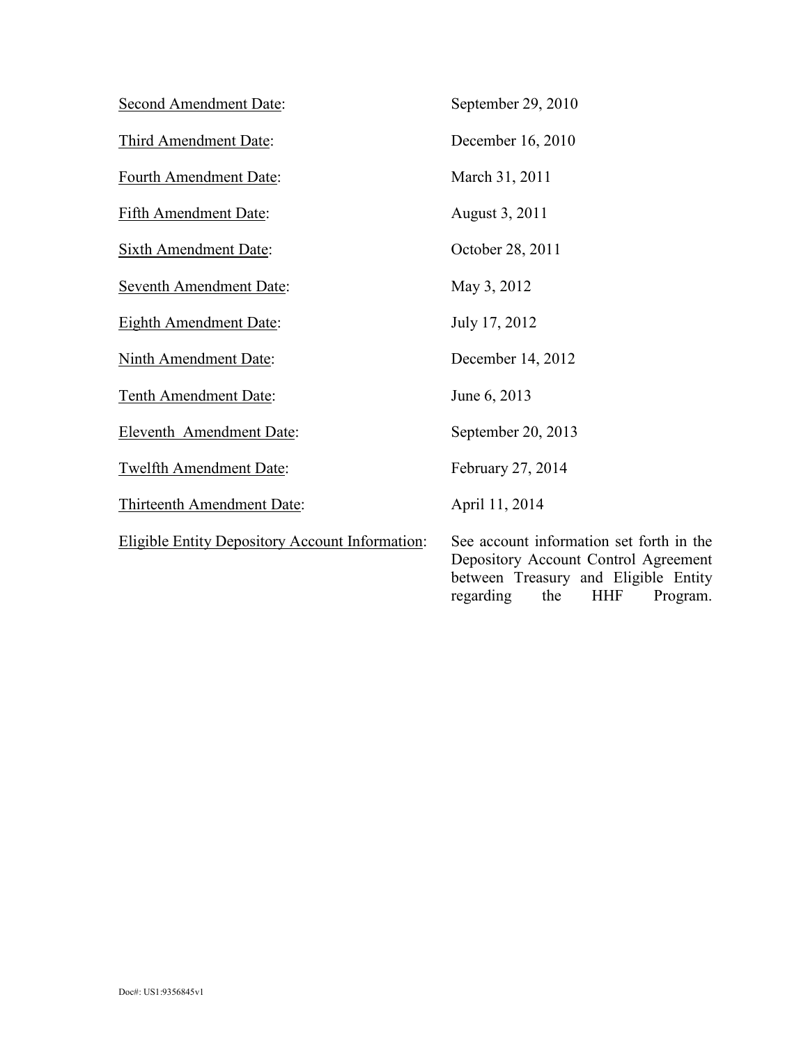| | |
|---|---|
| <u>Second Amendment Date</u>: | September 29, 2010 |
| <u>Third Amendment Date</u>: | December 16, 2010 |
| <u>Fourth Amendment Date</u>: | March 31, 2011 |
| <u>Fifth Amendment Date</u>: | August 3, 2011 |
| <u>Sixth Amendment Date</u>: | October 28, 2011 |
| <u>Seventh Amendment Date</u>: | May 3, 2012 |
| <u>Eighth Amendment Date</u>: | July 17, 2012 |
| <u>Ninth Amendment Date</u>: | December 14, 2012 |
| <u>Tenth Amendment Date</u>: | June 6, 2013 |
| <u>Eleventh Amendment Date</u>: | September 20, 2013 |
| <u>Twelfth Amendment Date</u>: | February 27, 2014 |
| <u>Thirteenth Amendment Date</u>: | April 11, 2014 |
| <u>Eligible Entity Depository Account Information</u>: | See account information set forth in the Depository Account Control Agreement between Treasury and Eligible Entity regarding the HHF Program. |

Doc#: US1:9356845v1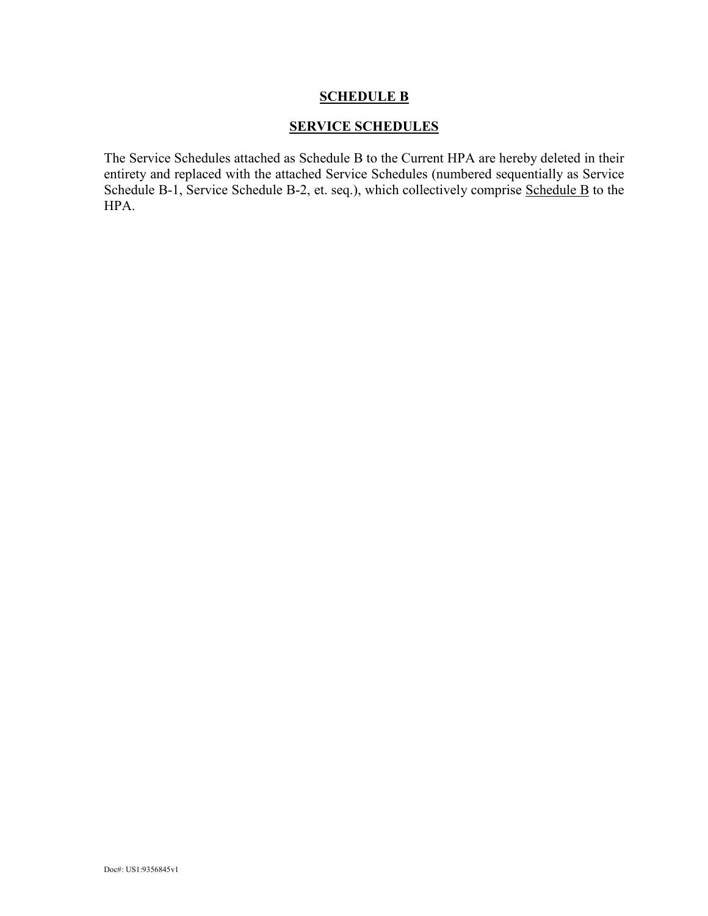# SCHEDULE B

## SERVICE SCHEDULES

The Service Schedules attached as Schedule B to the Current HPA are hereby deleted in their entirety and replaced with the attached Service Schedules (numbered sequentially as Service Schedule B-1, Service Schedule B-2, et. seq.), which collectively comprise Schedule B to the HPA.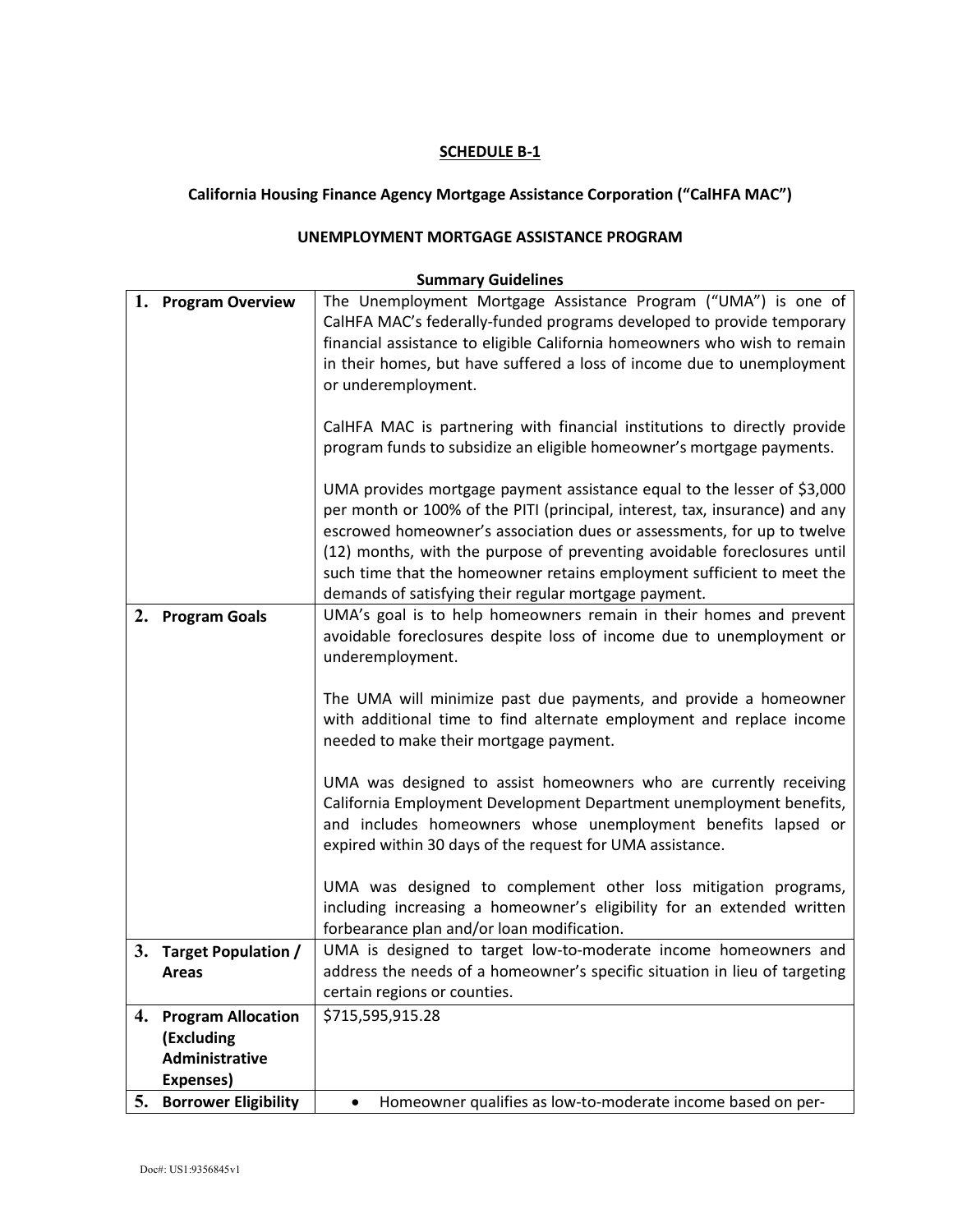**SCHEDULE B-1**

**California Housing Finance Agency Mortgage Assistance Corporation ("CalHFA MAC")**

**UNEMPLOYMENT MORTGAGE ASSISTANCE PROGRAM**

**Summary Guidelines**

| | |
|---|---|
| **1. Program Overview** | The Unemployment Mortgage Assistance Program ("UMA") is one of CalHFA MAC's federally-funded programs developed to provide temporary financial assistance to eligible California homeowners who wish to remain in their homes, but have suffered a loss of income due to unemployment or underemployment.<br><br>CalHFA MAC is partnering with financial institutions to directly provide program funds to subsidize an eligible homeowner's mortgage payments.<br><br>UMA provides mortgage payment assistance equal to the lesser of $3,000 per month or 100% of the PITI (principal, interest, tax, insurance) and any escrowed homeowner's association dues or assessments, for up to twelve (12) months, with the purpose of preventing avoidable foreclosures until such time that the homeowner retains employment sufficient to meet the demands of satisfying their regular mortgage payment. |
| **2. Program Goals** | UMA's goal is to help homeowners remain in their homes and prevent avoidable foreclosures despite loss of income due to unemployment or underemployment.<br><br>The UMA will minimize past due payments, and provide a homeowner with additional time to find alternate employment and replace income needed to make their mortgage payment.<br><br>UMA was designed to assist homeowners who are currently receiving California Employment Development Department unemployment benefits, and includes homeowners whose unemployment benefits lapsed or expired within 30 days of the request for UMA assistance.<br><br>UMA was designed to complement other loss mitigation programs, including increasing a homeowner's eligibility for an extended written forbearance plan and/or loan modification. |
| **3. Target Population / Areas** | UMA is designed to target low-to-moderate income homeowners and address the needs of a homeowner's specific situation in lieu of targeting certain regions or counties. |
| **4. Program Allocation (Excluding Administrative Expenses)** | $715,595,915.28 |
| **5. Borrower Eligibility** | • Homeowner qualifies as low-to-moderate income based on per- |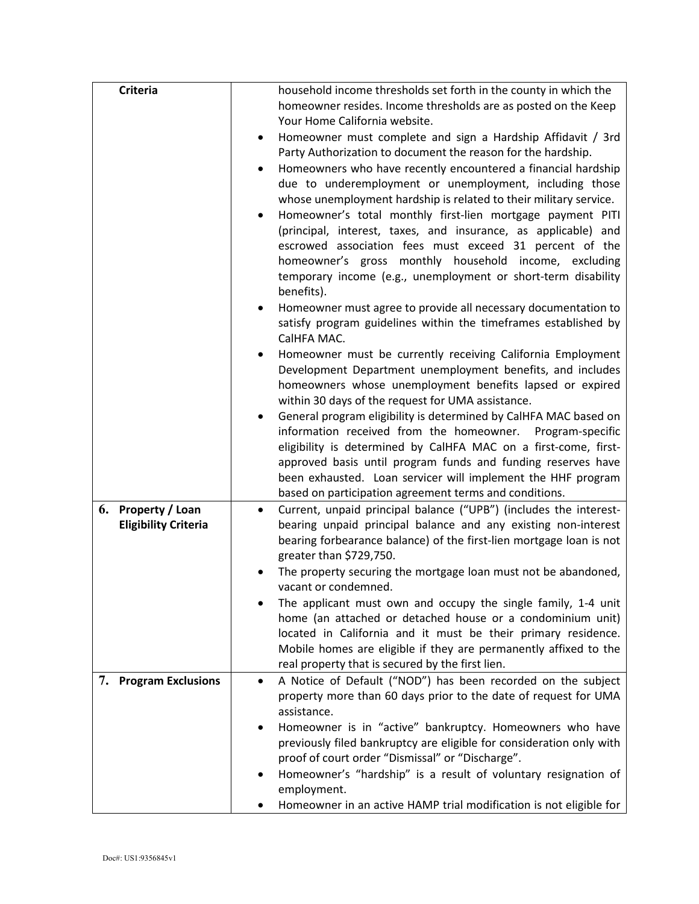| | |
|---|---|
| **Criteria** | household income thresholds set forth in the county in which the homeowner resides. Income thresholds are as posted on the Keep Your Home California website.<br>• Homeowner must complete and sign a Hardship Affidavit / 3rd Party Authorization to document the reason for the hardship.<br>• Homeowners who have recently encountered a financial hardship due to underemployment or unemployment, including those whose unemployment hardship is related to their military service.<br>• Homeowner's total monthly first-lien mortgage payment PITI (principal, interest, taxes, and insurance, as applicable) and escrowed association fees must exceed 31 percent of the homeowner's gross monthly household income, excluding temporary income (e.g., unemployment or short-term disability benefits).<br>• Homeowner must agree to provide all necessary documentation to satisfy program guidelines within the timeframes established by CalHFA MAC.<br>• Homeowner must be currently receiving California Employment Development Department unemployment benefits, and includes homeowners whose unemployment benefits lapsed or expired within 30 days of the request for UMA assistance.<br>• General program eligibility is determined by CalHFA MAC based on information received from the homeowner. Program-specific eligibility is determined by CalHFA MAC on a first-come, first-approved basis until program funds and funding reserves have been exhausted. Loan servicer will implement the HHF program based on participation agreement terms and conditions. |
| **6. Property / Loan Eligibility Criteria** | • Current, unpaid principal balance ("UPB") (includes the interest-bearing unpaid principal balance and any existing non-interest bearing forbearance balance) of the first-lien mortgage loan is not greater than $729,750.<br>• The property securing the mortgage loan must not be abandoned, vacant or condemned.<br>• The applicant must own and occupy the single family, 1-4 unit home (an attached or detached house or a condominium unit) located in California and it must be their primary residence. Mobile homes are eligible if they are permanently affixed to the real property that is secured by the first lien. |
| **7. Program Exclusions** | • A Notice of Default ("NOD") has been recorded on the subject property more than 60 days prior to the date of request for UMA assistance.<br>• Homeowner is in "active" bankruptcy. Homeowners who have previously filed bankruptcy are eligible for consideration only with proof of court order "Dismissal" or "Discharge".<br>• Homeowner's "hardship" is a result of voluntary resignation of employment.<br>• Homeowner in an active HAMP trial modification is not eligible for |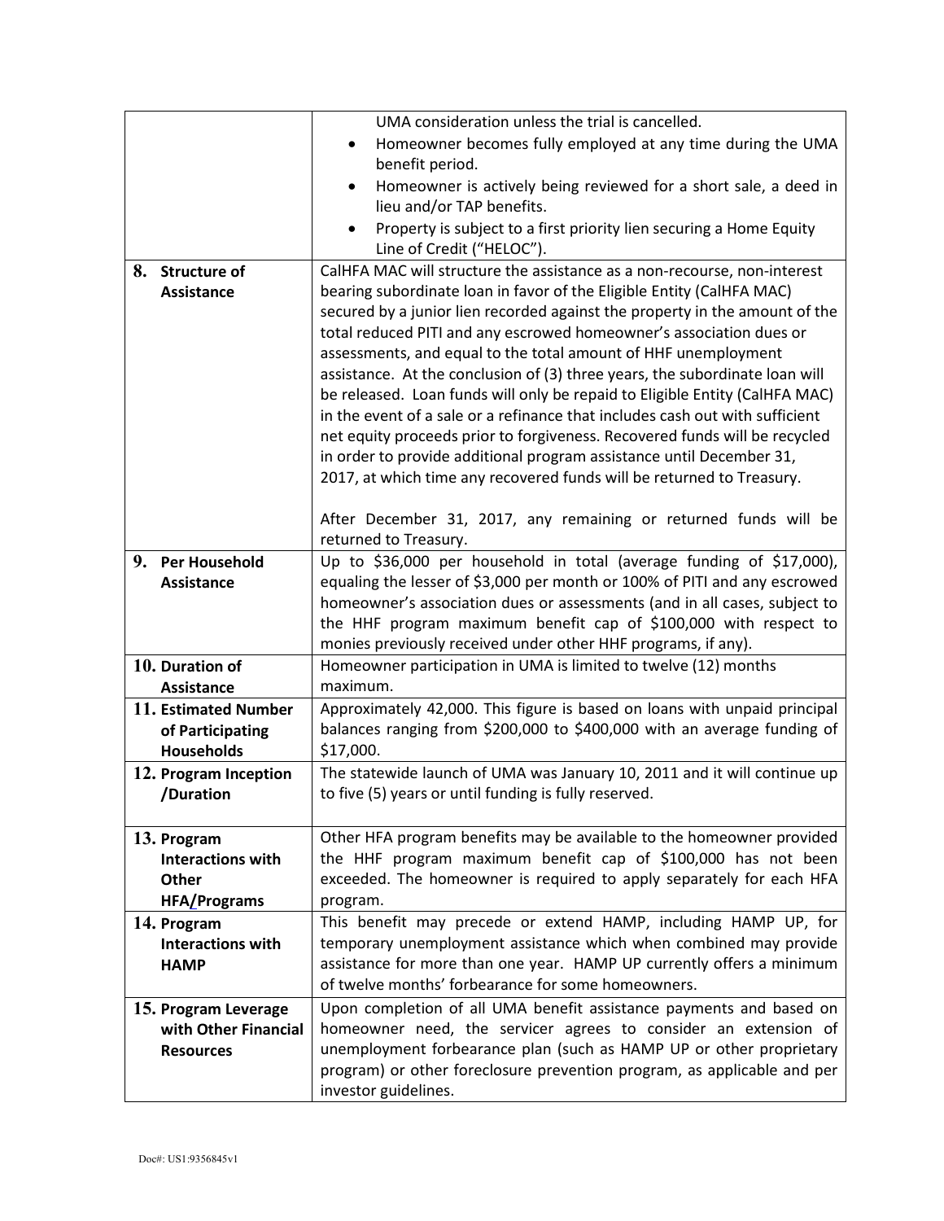| | |
|---|---|
| | UMA consideration unless the trial is cancelled.<br>• Homeowner becomes fully employed at any time during the UMA benefit period.<br>• Homeowner is actively being reviewed for a short sale, a deed in lieu and/or TAP benefits.<br>• Property is subject to a first priority lien securing a Home Equity Line of Credit ("HELOC"). |
| **8. Structure of Assistance** | CalHFA MAC will structure the assistance as a non-recourse, non-interest bearing subordinate loan in favor of the Eligible Entity (CalHFA MAC) secured by a junior lien recorded against the property in the amount of the total reduced PITI and any escrowed homeowner's association dues or assessments, and equal to the total amount of HHF unemployment assistance. At the conclusion of (3) three years, the subordinate loan will be released. Loan funds will only be repaid to Eligible Entity (CalHFA MAC) in the event of a sale or a refinance that includes cash out with sufficient net equity proceeds prior to forgiveness. Recovered funds will be recycled in order to provide additional program assistance until December 31, 2017, at which time any recovered funds will be returned to Treasury.<br><br>After December 31, 2017, any remaining or returned funds will be returned to Treasury. |
| **9. Per Household Assistance** | Up to $36,000 per household in total (average funding of $17,000), equaling the lesser of $3,000 per month or 100% of PITI and any escrowed homeowner's association dues or assessments (and in all cases, subject to the HHF program maximum benefit cap of $100,000 with respect to monies previously received under other HHF programs, if any). |
| **10. Duration of Assistance** | Homeowner participation in UMA is limited to twelve (12) months maximum. |
| **11. Estimated Number of Participating Households** | Approximately 42,000. This figure is based on loans with unpaid principal balances ranging from $200,000 to $400,000 with an average funding of $17,000. |
| **12. Program Inception /Duration** | The statewide launch of UMA was January 10, 2011 and it will continue up to five (5) years or until funding is fully reserved. |
| **13. Program Interactions with Other HFA/Programs** | Other HFA program benefits may be available to the homeowner provided the HHF program maximum benefit cap of $100,000 has not been exceeded. The homeowner is required to apply separately for each HFA program. |
| **14. Program Interactions with HAMP** | This benefit may precede or extend HAMP, including HAMP UP, for temporary unemployment assistance which when combined may provide assistance for more than one year. HAMP UP currently offers a minimum of twelve months' forbearance for some homeowners. |
| **15. Program Leverage with Other Financial Resources** | Upon completion of all UMA benefit assistance payments and based on homeowner need, the servicer agrees to consider an extension of unemployment forbearance plan (such as HAMP UP or other proprietary program) or other foreclosure prevention program, as applicable and per investor guidelines. |

Doc#: US1:9356845v1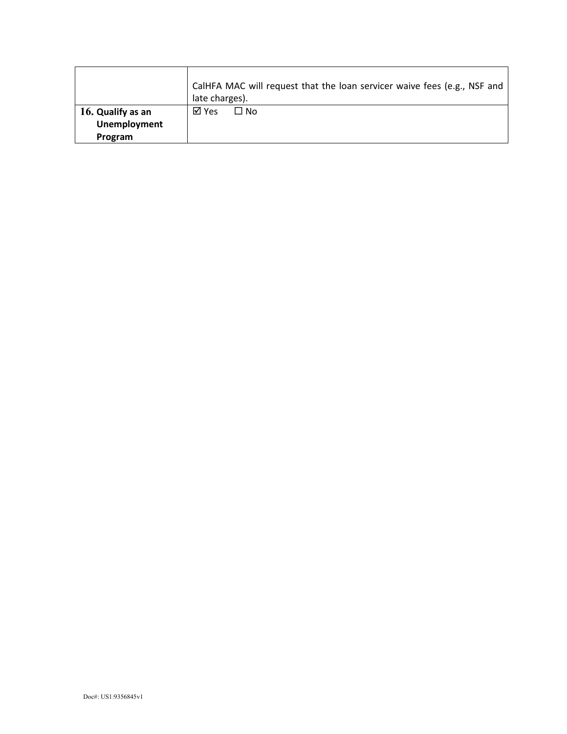| | |
|---|---|
| | CalHFA MAC will request that the loan servicer waive fees (e.g., NSF and late charges). |
| **16. Qualify as an Unemployment Program** | ☑ Yes ☐ No |

Doc#: US1:9356845v1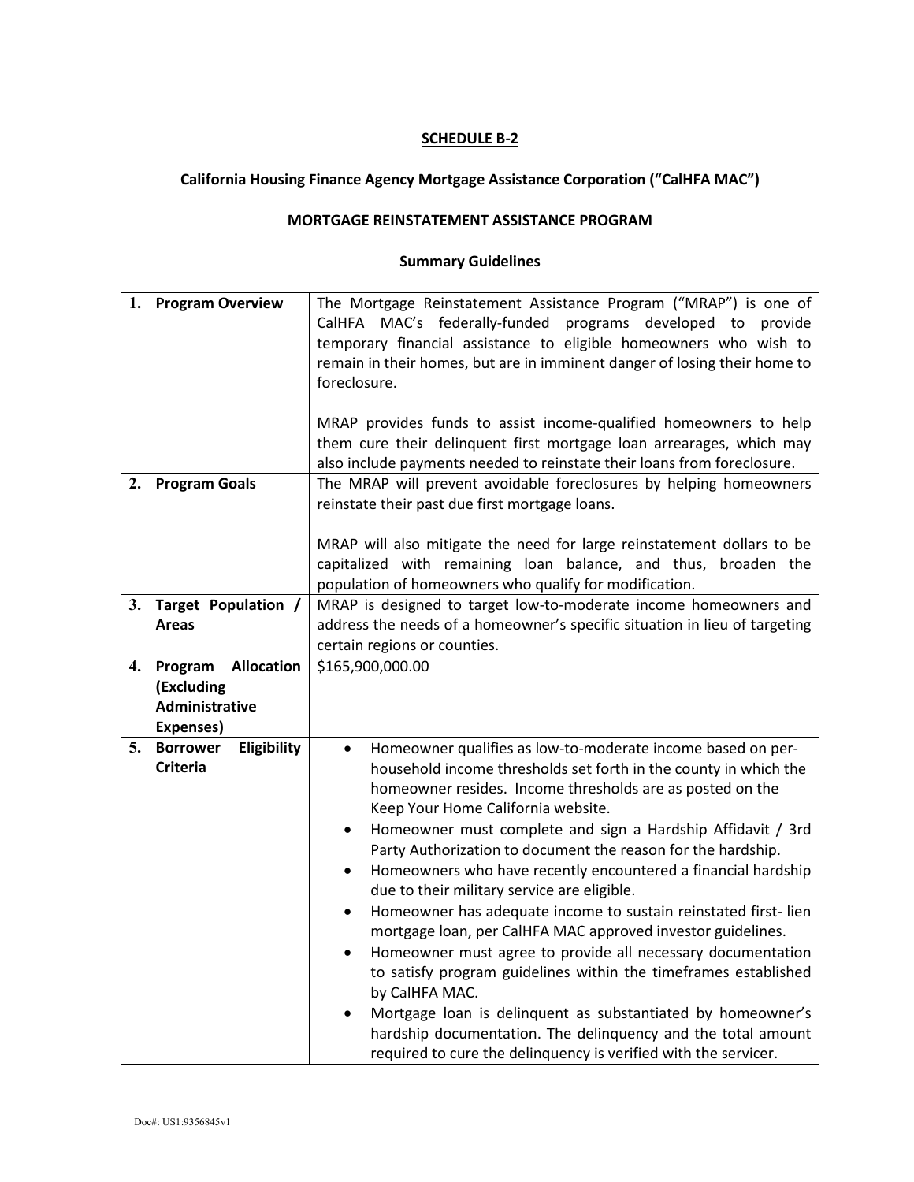**SCHEDULE B-2**

**California Housing Finance Agency Mortgage Assistance Corporation ("CalHFA MAC")**

**MORTGAGE REINSTATEMENT ASSISTANCE PROGRAM**

**Summary Guidelines**

| | |
|---|---|
| **1. Program Overview** | The Mortgage Reinstatement Assistance Program ("MRAP") is one of CalHFA MAC's federally-funded programs developed to provide temporary financial assistance to eligible homeowners who wish to remain in their homes, but are in imminent danger of losing their home to foreclosure.<br><br>MRAP provides funds to assist income-qualified homeowners to help them cure their delinquent first mortgage loan arrearages, which may also include payments needed to reinstate their loans from foreclosure. |
| **2. Program Goals** | The MRAP will prevent avoidable foreclosures by helping homeowners reinstate their past due first mortgage loans.<br><br>MRAP will also mitigate the need for large reinstatement dollars to be capitalized with remaining loan balance, and thus, broaden the population of homeowners who qualify for modification. |
| **3. Target Population / Areas** | MRAP is designed to target low-to-moderate income homeowners and address the needs of a homeowner's specific situation in lieu of targeting certain regions or counties. |
| **4. Program Allocation (Excluding Administrative Expenses)** | $165,900,000.00 |
| **5. Borrower Eligibility Criteria** | • Homeowner qualifies as low-to-moderate income based on per-household income thresholds set forth in the county in which the homeowner resides. Income thresholds are as posted on the Keep Your Home California website.<br>• Homeowner must complete and sign a Hardship Affidavit / 3rd Party Authorization to document the reason for the hardship.<br>• Homeowners who have recently encountered a financial hardship due to their military service are eligible.<br>• Homeowner has adequate income to sustain reinstated first- lien mortgage loan, per CalHFA MAC approved investor guidelines.<br>• Homeowner must agree to provide all necessary documentation to satisfy program guidelines within the timeframes established by CalHFA MAC.<br>• Mortgage loan is delinquent as substantiated by homeowner's hardship documentation. The delinquency and the total amount required to cure the delinquency is verified with the servicer. |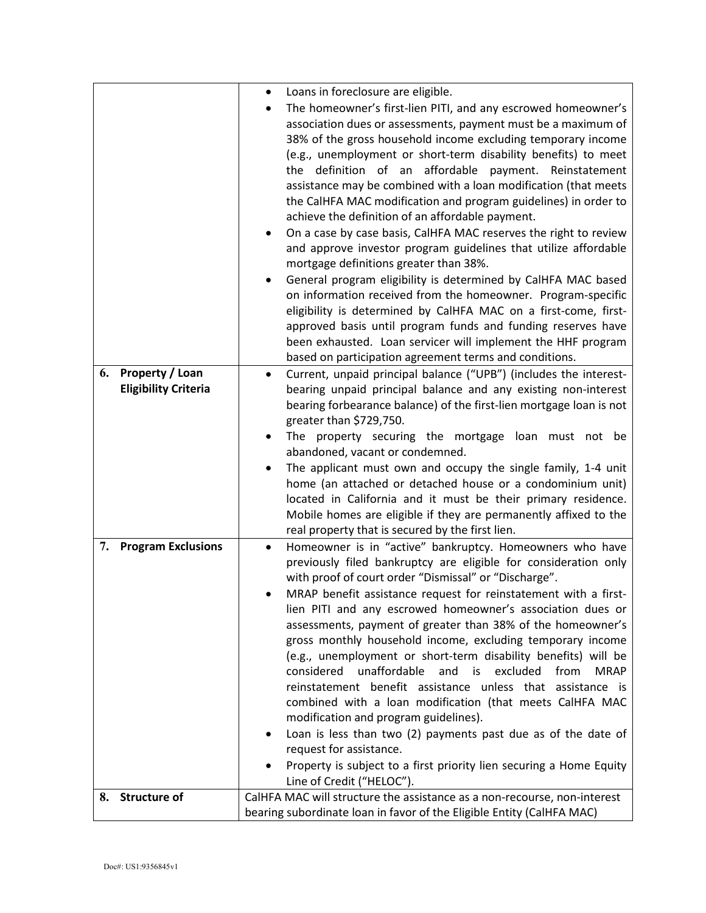| | |
|---|---|
| | • Loans in foreclosure are eligible.<br>• The homeowner's first-lien PITI, and any escrowed homeowner's association dues or assessments, payment must be a maximum of 38% of the gross household income excluding temporary income (e.g., unemployment or short-term disability benefits) to meet the definition of an affordable payment. Reinstatement assistance may be combined with a loan modification (that meets the CalHFA MAC modification and program guidelines) in order to achieve the definition of an affordable payment.<br>• On a case by case basis, CalHFA MAC reserves the right to review and approve investor program guidelines that utilize affordable mortgage definitions greater than 38%.<br>• General program eligibility is determined by CalHFA MAC based on information received from the homeowner. Program-specific eligibility is determined by CalHFA MAC on a first-come, first-approved basis until program funds and funding reserves have been exhausted. Loan servicer will implement the HHF program based on participation agreement terms and conditions. |
| **6. Property / Loan Eligibility Criteria** | • Current, unpaid principal balance ("UPB") (includes the interest-bearing unpaid principal balance and any existing non-interest bearing forbearance balance) of the first-lien mortgage loan is not greater than $729,750.<br>• The property securing the mortgage loan must not be abandoned, vacant or condemned.<br>• The applicant must own and occupy the single family, 1-4 unit home (an attached or detached house or a condominium unit) located in California and it must be their primary residence. Mobile homes are eligible if they are permanently affixed to the real property that is secured by the first lien. |
| **7. Program Exclusions** | • Homeowner is in "active" bankruptcy. Homeowners who have previously filed bankruptcy are eligible for consideration only with proof of court order "Dismissal" or "Discharge".<br>• MRAP benefit assistance request for reinstatement with a first-lien PITI and any escrowed homeowner's association dues or assessments, payment of greater than 38% of the homeowner's gross monthly household income, excluding temporary income (e.g., unemployment or short-term disability benefits) will be considered unaffordable and is excluded from MRAP reinstatement benefit assistance unless that assistance is combined with a loan modification (that meets CalHFA MAC modification and program guidelines).<br>• Loan is less than two (2) payments past due as of the date of request for assistance.<br>• Property is subject to a first priority lien securing a Home Equity Line of Credit ("HELOC"). |
| **8. Structure of** | CalHFA MAC will structure the assistance as a non-recourse, non-interest bearing subordinate loan in favor of the Eligible Entity (CalHFA MAC) |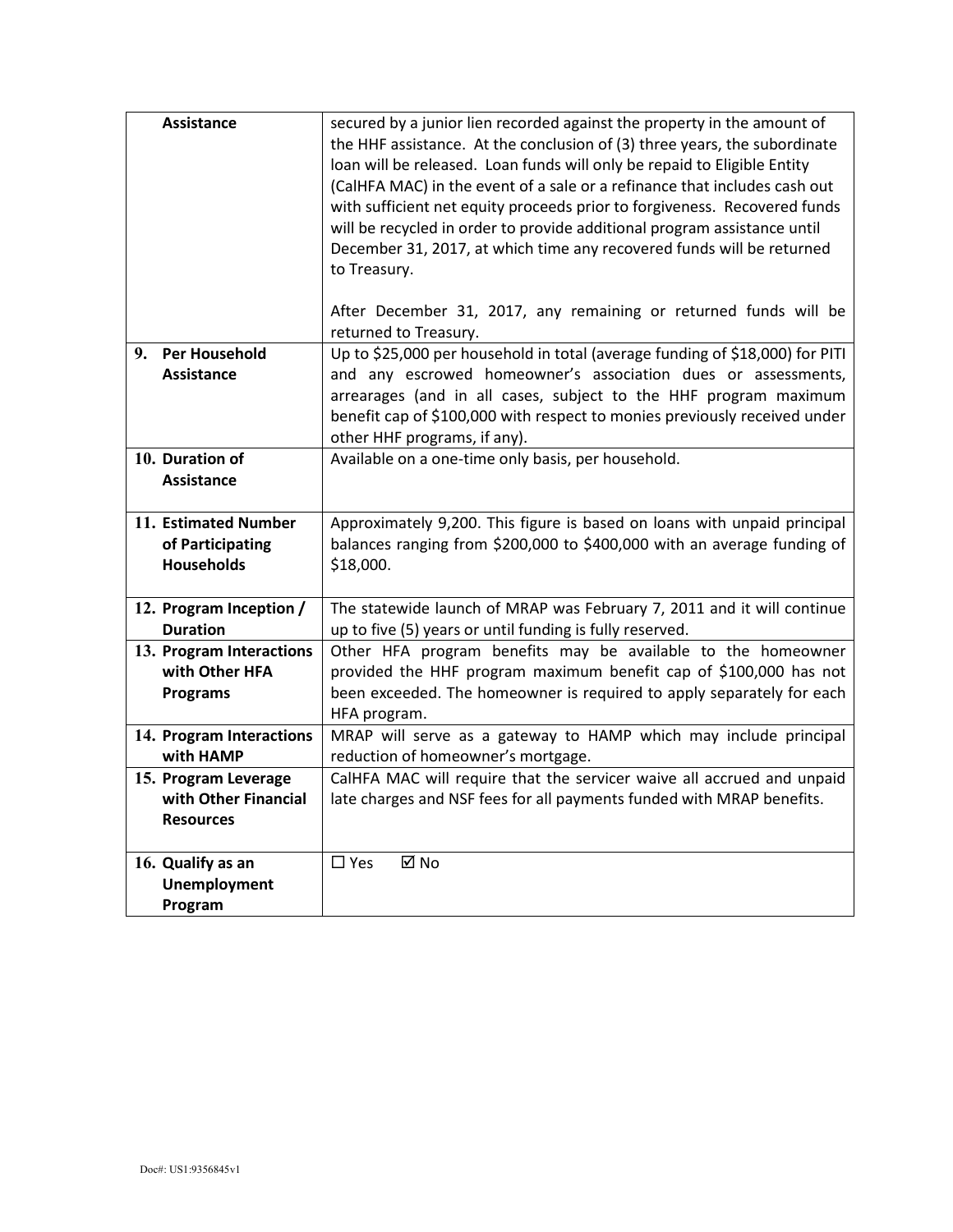| Assistance | secured by a junior lien recorded against the property in the amount of the HHF assistance. At the conclusion of (3) three years, the subordinate loan will be released. Loan funds will only be repaid to Eligible Entity (CalHFA MAC) in the event of a sale or a refinance that includes cash out with sufficient net equity proceeds prior to forgiveness. Recovered funds will be recycled in order to provide additional program assistance until December 31, 2017, at which time any recovered funds will be returned to Treasury.<br><br>After December 31, 2017, any remaining or returned funds will be returned to Treasury. |
|---|---|
| **9. Per Household Assistance** | Up to $25,000 per household in total (average funding of $18,000) for PITI and any escrowed homeowner's association dues or assessments, arrearages (and in all cases, subject to the HHF program maximum benefit cap of $100,000 with respect to monies previously received under other HHF programs, if any). |
| **10. Duration of Assistance** | Available on a one-time only basis, per household. |
| **11. Estimated Number of Participating Households** | Approximately 9,200. This figure is based on loans with unpaid principal balances ranging from $200,000 to $400,000 with an average funding of $18,000. |
| **12. Program Inception / Duration** | The statewide launch of MRAP was February 7, 2011 and it will continue up to five (5) years or until funding is fully reserved. |
| **13. Program Interactions with Other HFA Programs** | Other HFA program benefits may be available to the homeowner provided the HHF program maximum benefit cap of $100,000 has not been exceeded. The homeowner is required to apply separately for each HFA program. |
| **14. Program Interactions with HAMP** | MRAP will serve as a gateway to HAMP which may include principal reduction of homeowner's mortgage. |
| **15. Program Leverage with Other Financial Resources** | CalHFA MAC will require that the servicer waive all accrued and unpaid late charges and NSF fees for all payments funded with MRAP benefits. |
| **16. Qualify as an Unemployment Program** | ☐ Yes ☑ No |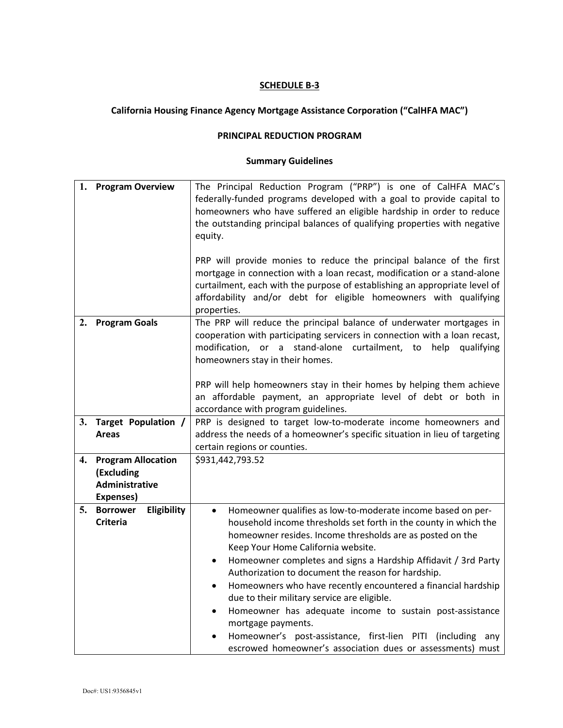**SCHEDULE B-3**

**California Housing Finance Agency Mortgage Assistance Corporation ("CalHFA MAC")**

**PRINCIPAL REDUCTION PROGRAM**

**Summary Guidelines**

| | |
|---|---|
| **1. Program Overview** | The Principal Reduction Program ("PRP") is one of CalHFA MAC's federally-funded programs developed with a goal to provide capital to homeowners who have suffered an eligible hardship in order to reduce the outstanding principal balances of qualifying properties with negative equity.<br><br>PRP will provide monies to reduce the principal balance of the first mortgage in connection with a loan recast, modification or a stand-alone curtailment, each with the purpose of establishing an appropriate level of affordability and/or debt for eligible homeowners with qualifying properties. |
| **2. Program Goals** | The PRP will reduce the principal balance of underwater mortgages in cooperation with participating servicers in connection with a loan recast, modification, or a stand-alone curtailment, to help qualifying homeowners stay in their homes.<br><br>PRP will help homeowners stay in their homes by helping them achieve an affordable payment, an appropriate level of debt or both in accordance with program guidelines. |
| **3. Target Population / Areas** | PRP is designed to target low-to-moderate income homeowners and address the needs of a homeowner's specific situation in lieu of targeting certain regions or counties. |
| **4. Program Allocation (Excluding Administrative Expenses)** | $931,442,793.52 |
| **5. Borrower Eligibility Criteria** | • Homeowner qualifies as low-to-moderate income based on per-household income thresholds set forth in the county in which the homeowner resides. Income thresholds are as posted on the Keep Your Home California website.<br>• Homeowner completes and signs a Hardship Affidavit / 3rd Party Authorization to document the reason for hardship.<br>• Homeowners who have recently encountered a financial hardship due to their military service are eligible.<br>• Homeowner has adequate income to sustain post-assistance mortgage payments.<br>• Homeowner's post-assistance, first-lien PITI (including any escrowed homeowner's association dues or assessments) must |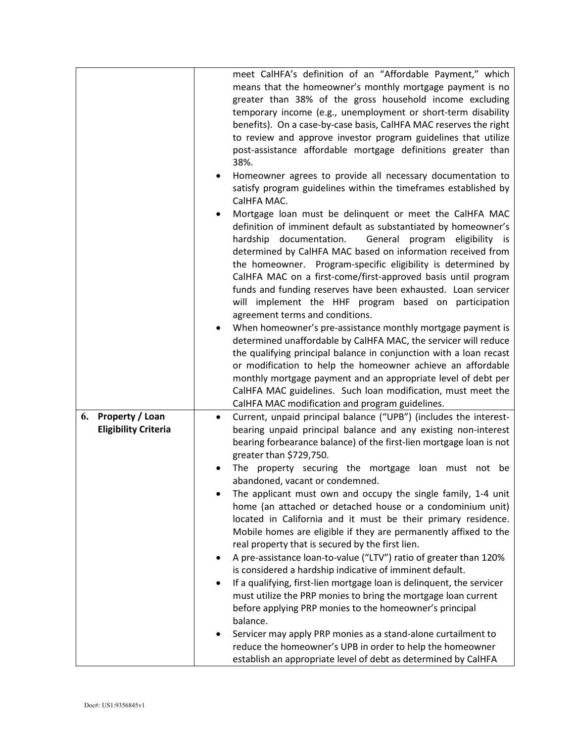| | |
|---|---|
| | meet CalHFA's definition of an "Affordable Payment," which means that the homeowner's monthly mortgage payment is no greater than 38% of the gross household income excluding temporary income (e.g., unemployment or short-term disability benefits). On a case-by-case basis, CalHFA MAC reserves the right to review and approve investor program guidelines that utilize post-assistance affordable mortgage definitions greater than 38%.<br>• Homeowner agrees to provide all necessary documentation to satisfy program guidelines within the timeframes established by CalHFA MAC.<br>• Mortgage loan must be delinquent or meet the CalHFA MAC definition of imminent default as substantiated by homeowner's hardship documentation. General program eligibility is determined by CalHFA MAC based on information received from the homeowner. Program-specific eligibility is determined by CalHFA MAC on a first-come/first-approved basis until program funds and funding reserves have been exhausted. Loan servicer will implement the HHF program based on participation agreement terms and conditions.<br>• When homeowner's pre-assistance monthly mortgage payment is determined unaffordable by CalHFA MAC, the servicer will reduce the qualifying principal balance in conjunction with a loan recast or modification to help the homeowner achieve an affordable monthly mortgage payment and an appropriate level of debt per CalHFA MAC guidelines. Such loan modification, must meet the CalHFA MAC modification and program guidelines. |
| **6. Property / Loan Eligibility Criteria** | • Current, unpaid principal balance ("UPB") (includes the interest-bearing unpaid principal balance and any existing non-interest bearing forbearance balance) of the first-lien mortgage loan is not greater than $729,750.<br>• The property securing the mortgage loan must not be abandoned, vacant or condemned.<br>• The applicant must own and occupy the single family, 1-4 unit home (an attached or detached house or a condominium unit) located in California and it must be their primary residence. Mobile homes are eligible if they are permanently affixed to the real property that is secured by the first lien.<br>• A pre-assistance loan-to-value ("LTV") ratio of greater than 120% is considered a hardship indicative of imminent default.<br>• If a qualifying, first-lien mortgage loan is delinquent, the servicer must utilize the PRP monies to bring the mortgage loan current before applying PRP monies to the homeowner's principal balance.<br>• Servicer may apply PRP monies as a stand-alone curtailment to reduce the homeowner's UPB in order to help the homeowner establish an appropriate level of debt as determined by CalHFA |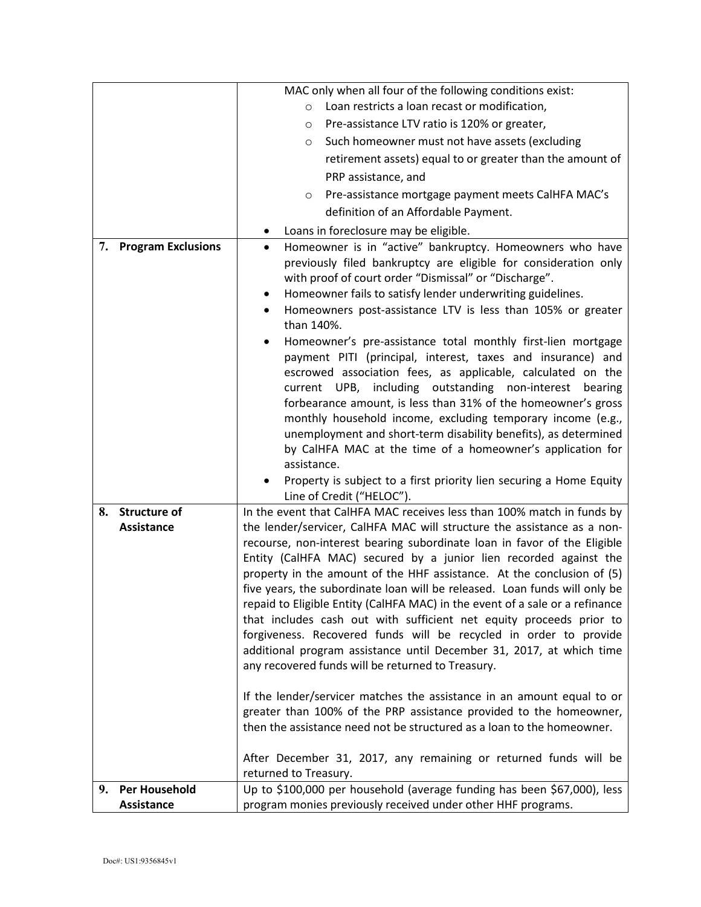| | |
|---|---|
| | MAC only when all four of the following conditions exist:<br>◦ Loan restricts a loan recast or modification,<br>◦ Pre-assistance LTV ratio is 120% or greater,<br>◦ Such homeowner must not have assets (excluding retirement assets) equal to or greater than the amount of PRP assistance, and<br>◦ Pre-assistance mortgage payment meets CalHFA MAC's definition of an Affordable Payment.<br>• Loans in foreclosure may be eligible. |
| **7. Program Exclusions** | • Homeowner is in "active" bankruptcy. Homeowners who have previously filed bankruptcy are eligible for consideration only with proof of court order "Dismissal" or "Discharge".<br>• Homeowner fails to satisfy lender underwriting guidelines.<br>• Homeowners post-assistance LTV is less than 105% or greater than 140%.<br>• Homeowner's pre-assistance total monthly first-lien mortgage payment PITI (principal, interest, taxes and insurance) and escrowed association fees, as applicable, calculated on the current UPB, including outstanding non-interest bearing forbearance amount, is less than 31% of the homeowner's gross monthly household income, excluding temporary income (e.g., unemployment and short-term disability benefits), as determined by CalHFA MAC at the time of a homeowner's application for assistance.<br>• Property is subject to a first priority lien securing a Home Equity Line of Credit ("HELOC"). |
| **8. Structure of Assistance** | In the event that CalHFA MAC receives less than 100% match in funds by the lender/servicer, CalHFA MAC will structure the assistance as a non-recourse, non-interest bearing subordinate loan in favor of the Eligible Entity (CalHFA MAC) secured by a junior lien recorded against the property in the amount of the HHF assistance. At the conclusion of (5) five years, the subordinate loan will be released. Loan funds will only be repaid to Eligible Entity (CalHFA MAC) in the event of a sale or a refinance that includes cash out with sufficient net equity proceeds prior to forgiveness. Recovered funds will be recycled in order to provide additional program assistance until December 31, 2017, at which time any recovered funds will be returned to Treasury.<br><br>If the lender/servicer matches the assistance in an amount equal to or greater than 100% of the PRP assistance provided to the homeowner, then the assistance need not be structured as a loan to the homeowner.<br><br>After December 31, 2017, any remaining or returned funds will be returned to Treasury. |
| **9. Per Household Assistance** | Up to \$100,000 per household (average funding has been \$67,000), less program monies previously received under other HHF programs. |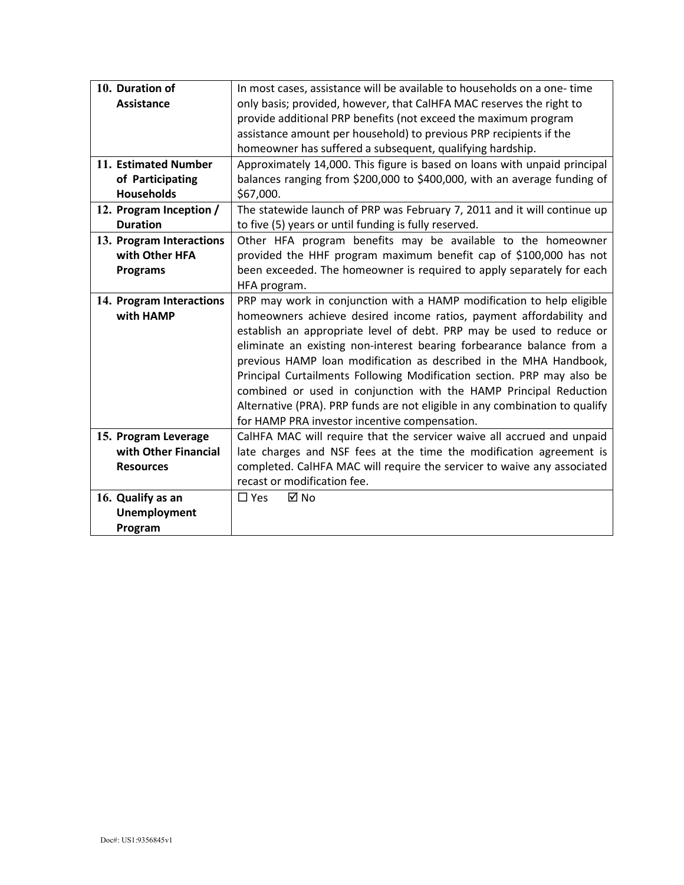| | |
|---|---|
| **10. Duration of Assistance** | In most cases, assistance will be available to households on a one- time only basis; provided, however, that CalHFA MAC reserves the right to provide additional PRP benefits (not exceed the maximum program assistance amount per household) to previous PRP recipients if the homeowner has suffered a subsequent, qualifying hardship. |
| **11. Estimated Number of Participating Households** | Approximately 14,000. This figure is based on loans with unpaid principal balances ranging from \$200,000 to \$400,000, with an average funding of \$67,000. |
| **12. Program Inception / Duration** | The statewide launch of PRP was February 7, 2011 and it will continue up to five (5) years or until funding is fully reserved. |
| **13. Program Interactions with Other HFA Programs** | Other HFA program benefits may be available to the homeowner provided the HHF program maximum benefit cap of \$100,000 has not been exceeded. The homeowner is required to apply separately for each HFA program. |
| **14. Program Interactions with HAMP** | PRP may work in conjunction with a HAMP modification to help eligible homeowners achieve desired income ratios, payment affordability and establish an appropriate level of debt. PRP may be used to reduce or eliminate an existing non-interest bearing forbearance balance from a previous HAMP loan modification as described in the MHA Handbook, Principal Curtailments Following Modification section. PRP may also be combined or used in conjunction with the HAMP Principal Reduction Alternative (PRA). PRP funds are not eligible in any combination to qualify for HAMP PRA investor incentive compensation. |
| **15. Program Leverage with Other Financial Resources** | CalHFA MAC will require that the servicer waive all accrued and unpaid late charges and NSF fees at the time the modification agreement is completed. CalHFA MAC will require the servicer to waive any associated recast or modification fee. |
| **16. Qualify as an Unemployment Program** | ☐ Yes ☑ No |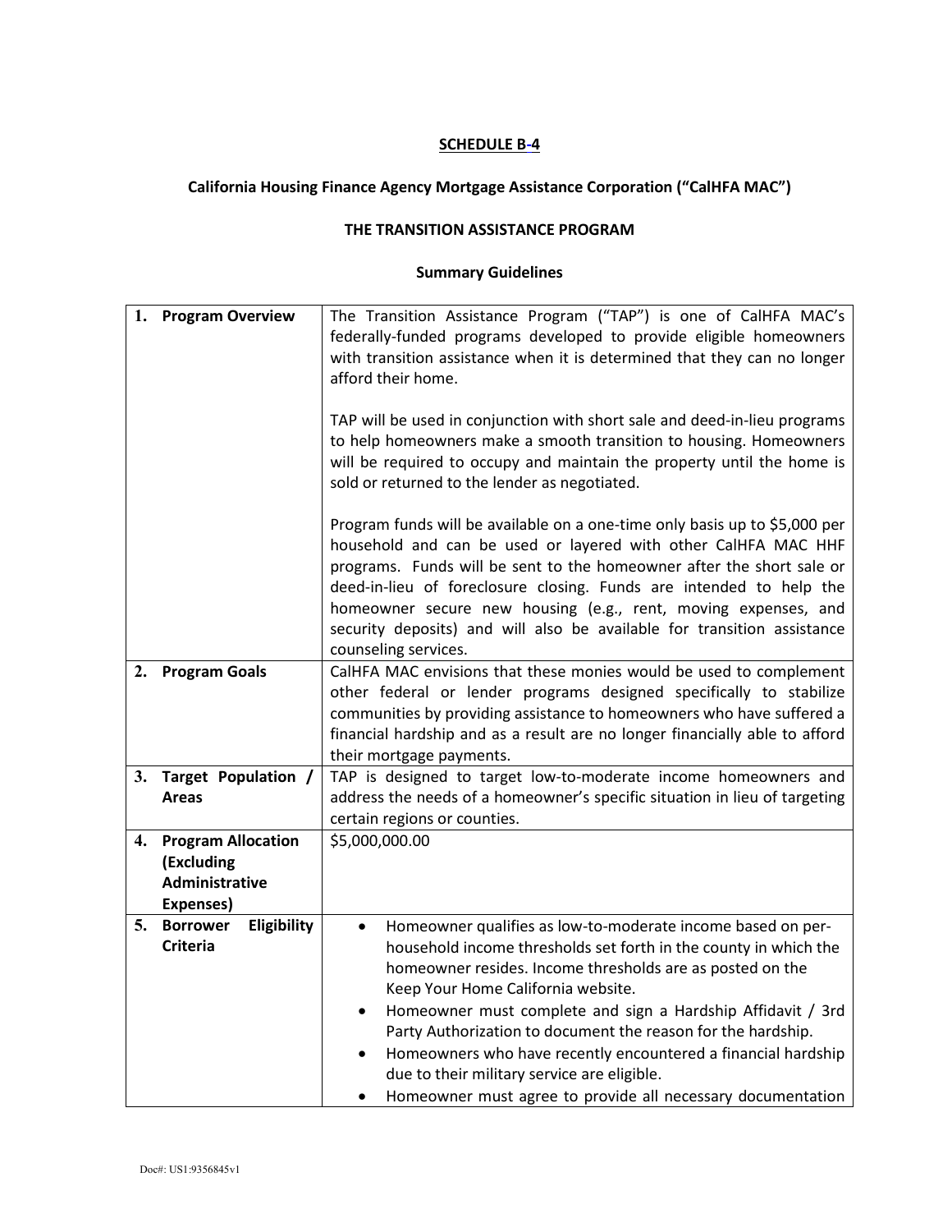**SCHEDULE B-4**

**California Housing Finance Agency Mortgage Assistance Corporation ("CalHFA MAC")**

**THE TRANSITION ASSISTANCE PROGRAM**

**Summary Guidelines**

| | |
|---|---|
| **1. Program Overview** | The Transition Assistance Program ("TAP") is one of CalHFA MAC's federally-funded programs developed to provide eligible homeowners with transition assistance when it is determined that they can no longer afford their home.<br><br>TAP will be used in conjunction with short sale and deed-in-lieu programs to help homeowners make a smooth transition to housing. Homeowners will be required to occupy and maintain the property until the home is sold or returned to the lender as negotiated.<br><br>Program funds will be available on a one-time only basis up to $5,000 per household and can be used or layered with other CalHFA MAC HHF programs. Funds will be sent to the homeowner after the short sale or deed-in-lieu of foreclosure closing. Funds are intended to help the homeowner secure new housing (e.g., rent, moving expenses, and security deposits) and will also be available for transition assistance counseling services. |
| **2. Program Goals** | CalHFA MAC envisions that these monies would be used to complement other federal or lender programs designed specifically to stabilize communities by providing assistance to homeowners who have suffered a financial hardship and as a result are no longer financially able to afford their mortgage payments. |
| **3. Target Population / Areas** | TAP is designed to target low-to-moderate income homeowners and address the needs of a homeowner's specific situation in lieu of targeting certain regions or counties. |
| **4. Program Allocation (Excluding Administrative Expenses)** | $5,000,000.00 |
| **5. Borrower Eligibility Criteria** | • Homeowner qualifies as low-to-moderate income based on per-household income thresholds set forth in the county in which the homeowner resides. Income thresholds are as posted on the Keep Your Home California website.<br>• Homeowner must complete and sign a Hardship Affidavit / 3rd Party Authorization to document the reason for the hardship.<br>• Homeowners who have recently encountered a financial hardship due to their military service are eligible.<br>• Homeowner must agree to provide all necessary documentation |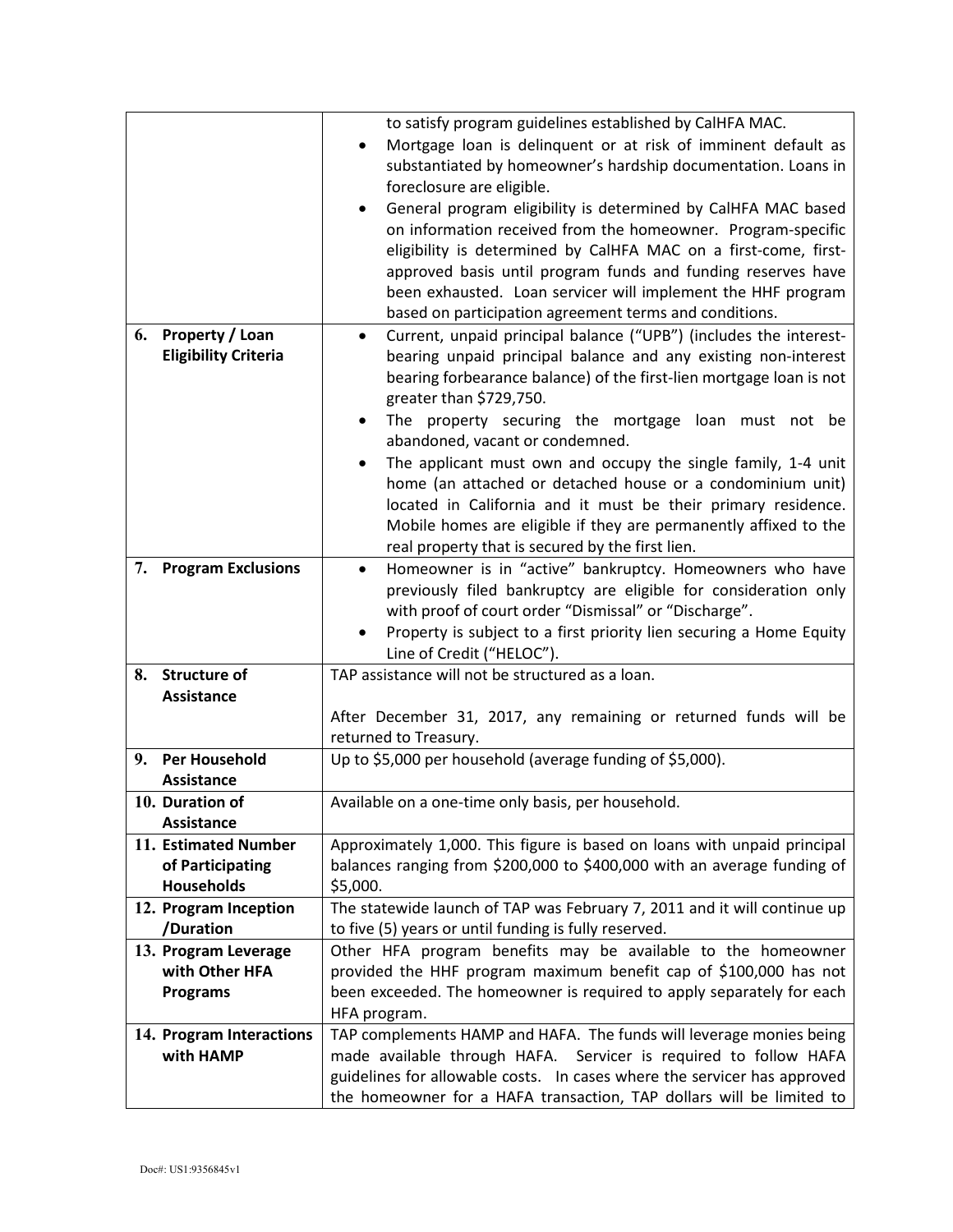| | |
|---|---|
| | to satisfy program guidelines established by CalHFA MAC.<br>• Mortgage loan is delinquent or at risk of imminent default as substantiated by homeowner's hardship documentation. Loans in foreclosure are eligible.<br>• General program eligibility is determined by CalHFA MAC based on information received from the homeowner. Program-specific eligibility is determined by CalHFA MAC on a first-come, first-approved basis until program funds and funding reserves have been exhausted. Loan servicer will implement the HHF program based on participation agreement terms and conditions. |
| **6. Property / Loan Eligibility Criteria** | • Current, unpaid principal balance ("UPB") (includes the interest-bearing unpaid principal balance and any existing non-interest bearing forbearance balance) of the first-lien mortgage loan is not greater than $729,750.<br>• The property securing the mortgage loan must not be abandoned, vacant or condemned.<br>• The applicant must own and occupy the single family, 1-4 unit home (an attached or detached house or a condominium unit) located in California and it must be their primary residence. Mobile homes are eligible if they are permanently affixed to the real property that is secured by the first lien. |
| **7. Program Exclusions** | • Homeowner is in "active" bankruptcy. Homeowners who have previously filed bankruptcy are eligible for consideration only with proof of court order "Dismissal" or "Discharge".<br>• Property is subject to a first priority lien securing a Home Equity Line of Credit ("HELOC"). |
| **8. Structure of Assistance** | TAP assistance will not be structured as a loan.<br><br>After December 31, 2017, any remaining or returned funds will be returned to Treasury. |
| **9. Per Household Assistance** | Up to $5,000 per household (average funding of $5,000). |
| **10. Duration of Assistance** | Available on a one-time only basis, per household. |
| **11. Estimated Number of Participating Households** | Approximately 1,000. This figure is based on loans with unpaid principal balances ranging from $200,000 to $400,000 with an average funding of $5,000. |
| **12. Program Inception /Duration** | The statewide launch of TAP was February 7, 2011 and it will continue up to five (5) years or until funding is fully reserved. |
| **13. Program Leverage with Other HFA Programs** | Other HFA program benefits may be available to the homeowner provided the HHF program maximum benefit cap of $100,000 has not been exceeded. The homeowner is required to apply separately for each HFA program. |
| **14. Program Interactions with HAMP** | TAP complements HAMP and HAFA. The funds will leverage monies being made available through HAFA. Servicer is required to follow HAFA guidelines for allowable costs. In cases where the servicer has approved the homeowner for a HAFA transaction, TAP dollars will be limited to |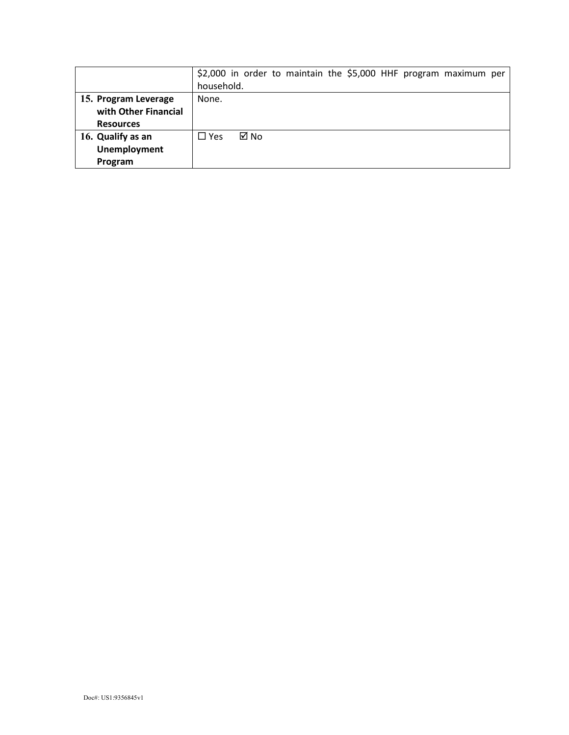| | |
|---|---|
| | $2,000 in order to maintain the $5,000 HHF program maximum per household. |
| **15. Program Leverage with Other Financial Resources** | None. |
| **16. Qualify as an Unemployment Program** | ☐ Yes ☑ No |

Doc#: US1:9356845v1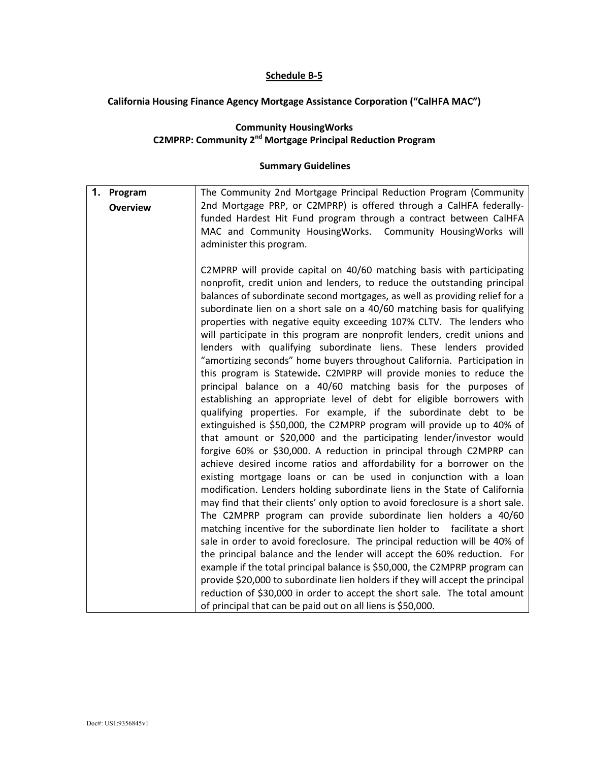**Schedule B-5**

**California Housing Finance Agency Mortgage Assistance Corporation ("CalHFA MAC")**

**Community HousingWorks**
**C2MPRP: Community 2nd Mortgage Principal Reduction Program**

**Summary Guidelines**

| | |
|---|---|
| **1. Program Overview** | The Community 2nd Mortgage Principal Reduction Program (Community 2nd Mortgage PRP, or C2MPRP) is offered through a CalHFA federally-funded Hardest Hit Fund program through a contract between CalHFA MAC and Community HousingWorks. Community HousingWorks will administer this program.<br><br>C2MPRP will provide capital on 40/60 matching basis with participating nonprofit, credit union and lenders, to reduce the outstanding principal balances of subordinate second mortgages, as well as providing relief for a subordinate lien on a short sale on a 40/60 matching basis for qualifying properties with negative equity exceeding 107% CLTV. The lenders who will participate in this program are nonprofit lenders, credit unions and lenders with qualifying subordinate liens. These lenders provided "amortizing seconds" home buyers throughout California. Participation in this program is Statewide. C2MPRP will provide monies to reduce the principal balance on a 40/60 matching basis for the purposes of establishing an appropriate level of debt for eligible borrowers with qualifying properties. For example, if the subordinate debt to be extinguished is $50,000, the C2MPRP program will provide up to 40% of that amount or $20,000 and the participating lender/investor would forgive 60% or $30,000. A reduction in principal through C2MPRP can achieve desired income ratios and affordability for a borrower on the existing mortgage loans or can be used in conjunction with a loan modification. Lenders holding subordinate liens in the State of California may find that their clients' only option to avoid foreclosure is a short sale. The C2MPRP program can provide subordinate lien holders a 40/60 matching incentive for the subordinate lien holder to facilitate a short sale in order to avoid foreclosure. The principal reduction will be 40% of the principal balance and the lender will accept the 60% reduction. For example if the total principal balance is $50,000, the C2MPRP program can provide $20,000 to subordinate lien holders if they will accept the principal reduction of $30,000 in order to accept the short sale. The total amount of principal that can be paid out on all liens is $50,000. |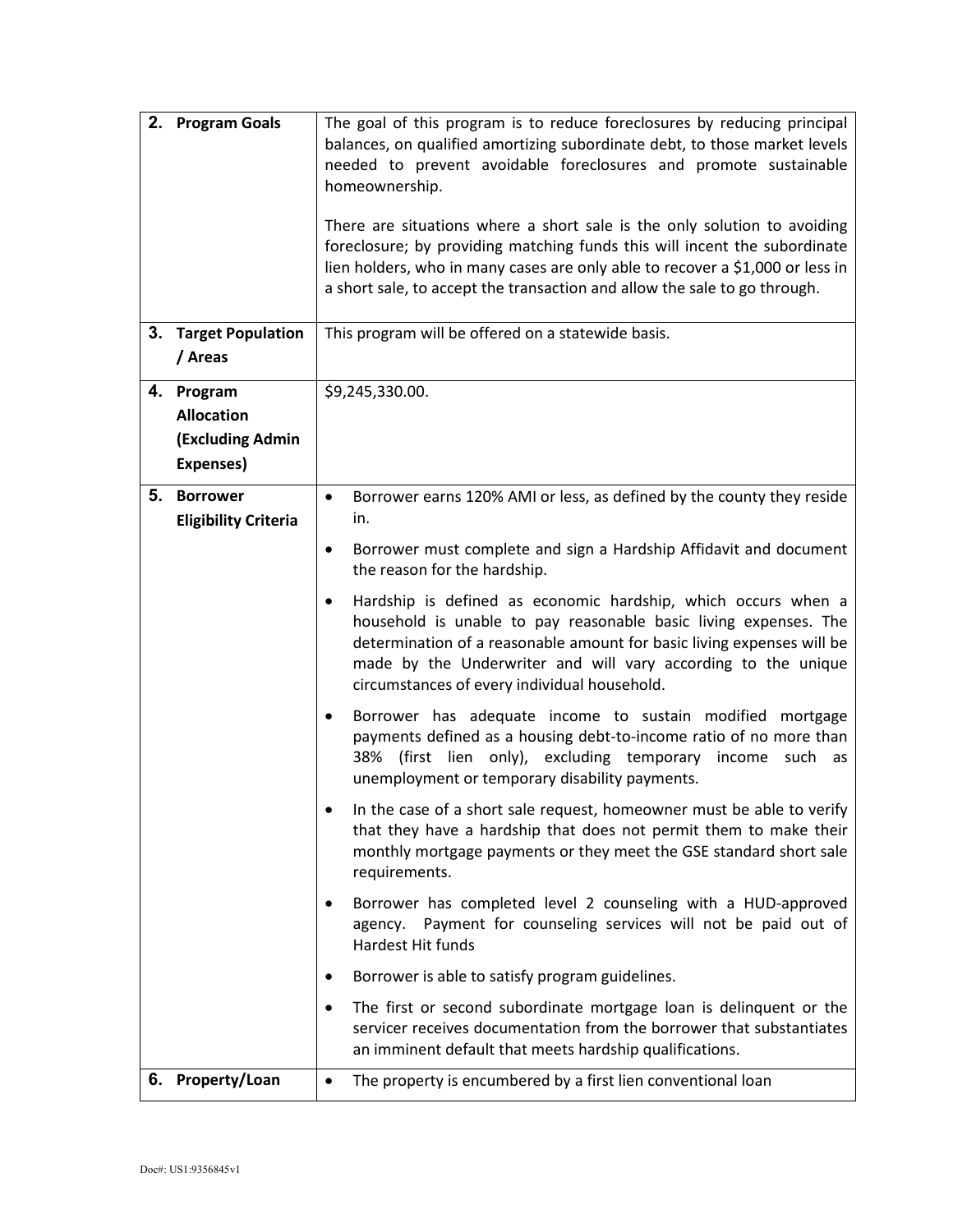| | |
|---|---|
| **2. Program Goals** | The goal of this program is to reduce foreclosures by reducing principal balances, on qualified amortizing subordinate debt, to those market levels needed to prevent avoidable foreclosures and promote sustainable homeownership.<br><br>There are situations where a short sale is the only solution to avoiding foreclosure; by providing matching funds this will incent the subordinate lien holders, who in many cases are only able to recover a $1,000 or less in a short sale, to accept the transaction and allow the sale to go through. |
| **3. Target Population / Areas** | This program will be offered on a statewide basis. |
| **4. Program Allocation (Excluding Admin Expenses)** | $9,245,330.00. |
| **5. Borrower Eligibility Criteria** | • Borrower earns 120% AMI or less, as defined by the county they reside in.<br>• Borrower must complete and sign a Hardship Affidavit and document the reason for the hardship.<br>• Hardship is defined as economic hardship, which occurs when a household is unable to pay reasonable basic living expenses. The determination of a reasonable amount for basic living expenses will be made by the Underwriter and will vary according to the unique circumstances of every individual household.<br>• Borrower has adequate income to sustain modified mortgage payments defined as a housing debt-to-income ratio of no more than 38% (first lien only), excluding temporary income such as unemployment or temporary disability payments.<br>• In the case of a short sale request, homeowner must be able to verify that they have a hardship that does not permit them to make their monthly mortgage payments or they meet the GSE standard short sale requirements.<br>• Borrower has completed level 2 counseling with a HUD-approved agency. Payment for counseling services will not be paid out of Hardest Hit funds<br>• Borrower is able to satisfy program guidelines.<br>• The first or second subordinate mortgage loan is delinquent or the servicer receives documentation from the borrower that substantiates an imminent default that meets hardship qualifications. |
| **6. Property/Loan** | • The property is encumbered by a first lien conventional loan |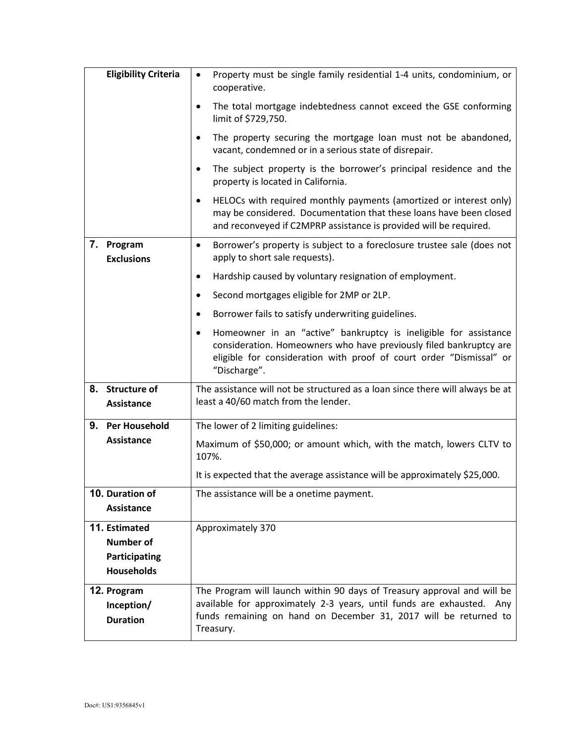| | |
|---|---|
| **Eligibility Criteria** | • Property must be single family residential 1-4 units, condominium, or cooperative.<br>• The total mortgage indebtedness cannot exceed the GSE conforming limit of $729,750.<br>• The property securing the mortgage loan must not be abandoned, vacant, condemned or in a serious state of disrepair.<br>• The subject property is the borrower's principal residence and the property is located in California.<br>• HELOCs with required monthly payments (amortized or interest only) may be considered. Documentation that these loans have been closed and reconveyed if C2MPRP assistance is provided will be required. |
| **7. Program Exclusions** | • Borrower's property is subject to a foreclosure trustee sale (does not apply to short sale requests).<br>• Hardship caused by voluntary resignation of employment.<br>• Second mortgages eligible for 2MP or 2LP.<br>• Borrower fails to satisfy underwriting guidelines.<br>• Homeowner in an "active" bankruptcy is ineligible for assistance consideration. Homeowners who have previously filed bankruptcy are eligible for consideration with proof of court order "Dismissal" or "Discharge". |
| **8. Structure of Assistance** | The assistance will not be structured as a loan since there will always be at least a 40/60 match from the lender. |
| **9. Per Household Assistance** | The lower of 2 limiting guidelines:<br>Maximum of $50,000; or amount which, with the match, lowers CLTV to 107%.<br>It is expected that the average assistance will be approximately $25,000. |
| **10. Duration of Assistance** | The assistance will be a onetime payment. |
| **11. Estimated Number of Participating Households** | Approximately 370 |
| **12. Program Inception/ Duration** | The Program will launch within 90 days of Treasury approval and will be available for approximately 2-3 years, until funds are exhausted. Any funds remaining on hand on December 31, 2017 will be returned to Treasury. |

Doc#: US1:9356845v1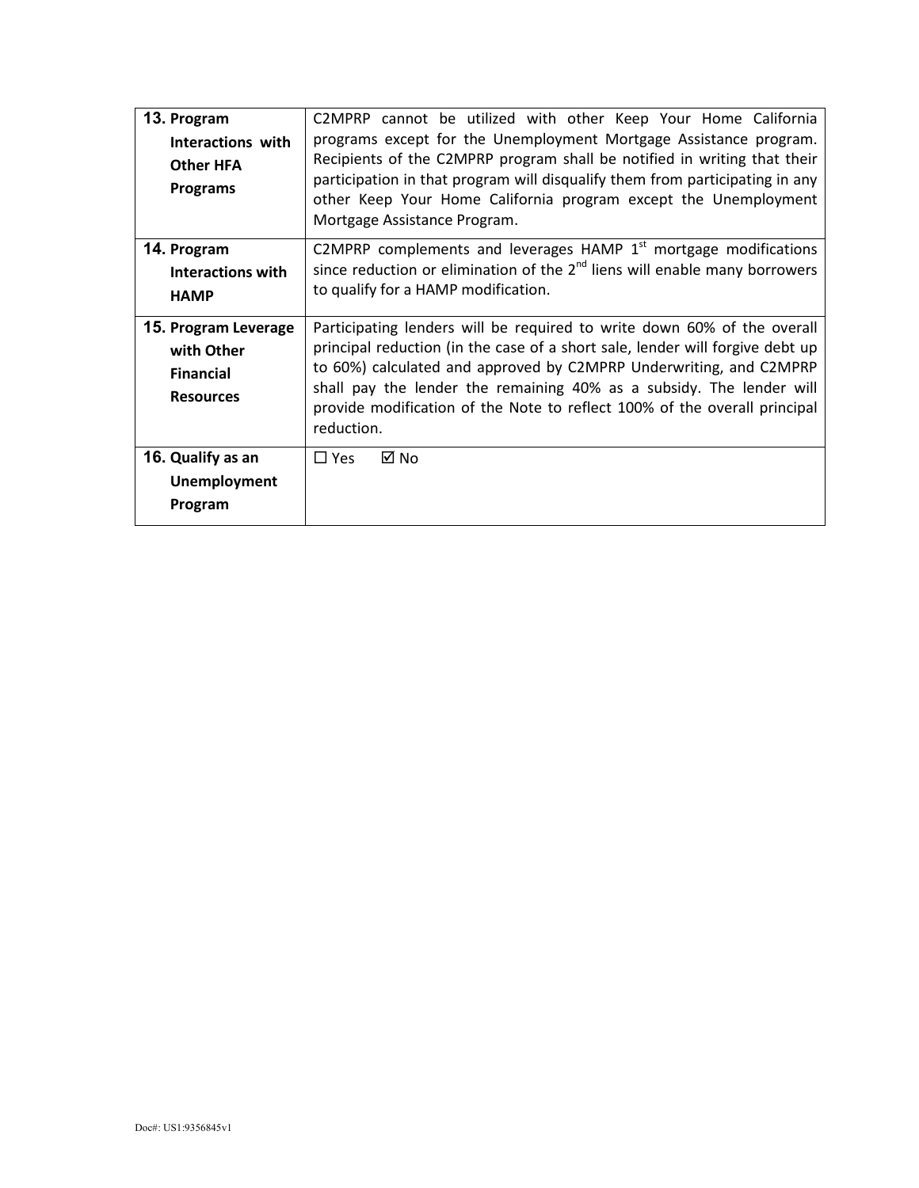| | |
|---|---|
| **13. Program Interactions with Other HFA Programs** | C2MPRP cannot be utilized with other Keep Your Home California programs except for the Unemployment Mortgage Assistance program. Recipients of the C2MPRP program shall be notified in writing that their participation in that program will disqualify them from participating in any other Keep Your Home California program except the Unemployment Mortgage Assistance Program. |
| **14. Program Interactions with HAMP** | C2MPRP complements and leverages HAMP 1st mortgage modifications since reduction or elimination of the 2nd liens will enable many borrowers to qualify for a HAMP modification. |
| **15. Program Leverage with Other Financial Resources** | Participating lenders will be required to write down 60% of the overall principal reduction (in the case of a short sale, lender will forgive debt up to 60%) calculated and approved by C2MPRP Underwriting, and C2MPRP shall pay the lender the remaining 40% as a subsidy. The lender will provide modification of the Note to reflect 100% of the overall principal reduction. |
| **16. Qualify as an Unemployment Program** | ☐ Yes ☑ No |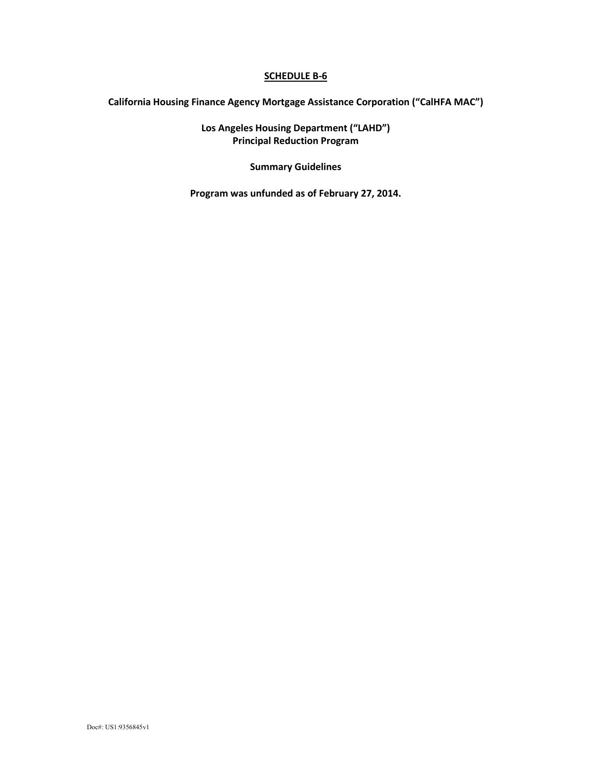# SCHEDULE B-6

**California Housing Finance Agency Mortgage Assistance Corporation ("CalHFA MAC")**

**Los Angeles Housing Department ("LAHD")**
**Principal Reduction Program**

**Summary Guidelines**

**Program was unfunded as of February 27, 2014.**

Doc#: US1:9356845v1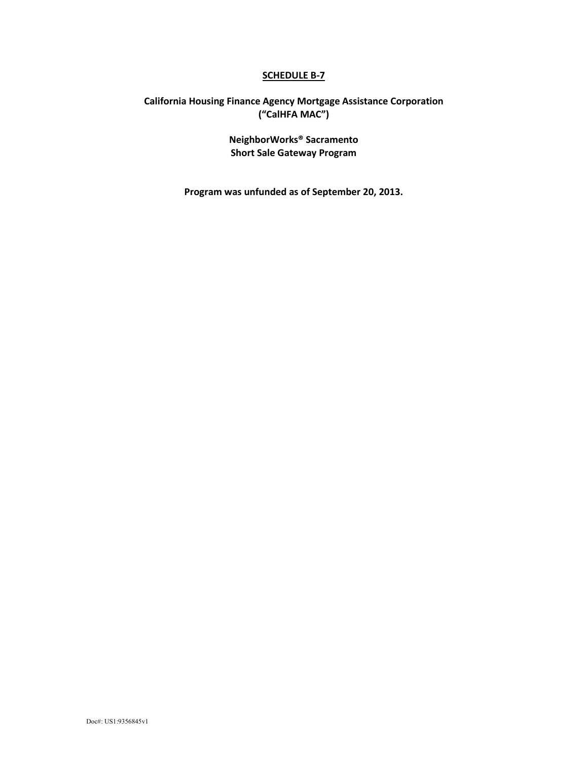# SCHEDULE B-7

**California Housing Finance Agency Mortgage Assistance Corporation ("CalHFA MAC")**

**NeighborWorks® Sacramento**
**Short Sale Gateway Program**

**Program was unfunded as of September 20, 2013.**

Doc#: US1:9356845v1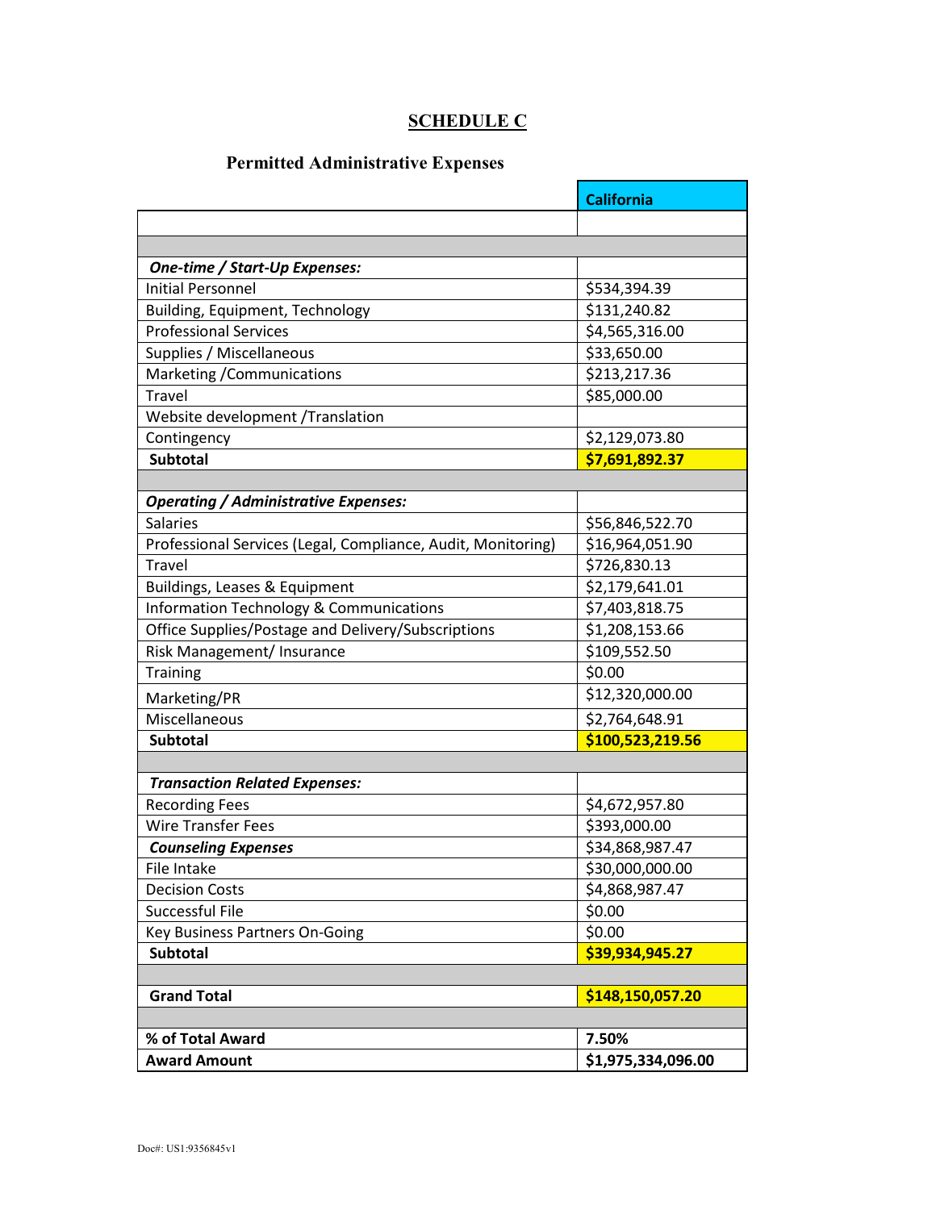## SCHEDULE C

### Permitted Administrative Expenses

| | California |
|---|---|
| | |
| | |
| ***One-time / Start-Up Expenses:*** | |
| Initial Personnel | $534,394.39 |
| Building, Equipment, Technology | $131,240.82 |
| Professional Services | $4,565,316.00 |
| Supplies / Miscellaneous | $33,650.00 |
| Marketing /Communications | $213,217.36 |
| Travel | $85,000.00 |
| Website development /Translation | |
| Contingency | $2,129,073.80 |
| **Subtotal** | **$7,691,892.37** |
| | |
| ***Operating / Administrative Expenses:*** | |
| Salaries | $56,846,522.70 |
| Professional Services (Legal, Compliance, Audit, Monitoring) | $16,964,051.90 |
| Travel | $726,830.13 |
| Buildings, Leases & Equipment | $2,179,641.01 |
| Information Technology & Communications | $7,403,818.75 |
| Office Supplies/Postage and Delivery/Subscriptions | $1,208,153.66 |
| Risk Management/ Insurance | $109,552.50 |
| Training | $0.00 |
| Marketing/PR | $12,320,000.00 |
| Miscellaneous | $2,764,648.91 |
| **Subtotal** | **$100,523,219.56** |
| | |
| ***Transaction Related Expenses:*** | |
| Recording Fees | $4,672,957.80 |
| Wire Transfer Fees | $393,000.00 |
| ***Counseling Expenses*** | $34,868,987.47 |
| File Intake | $30,000,000.00 |
| Decision Costs | $4,868,987.47 |
| Successful File | $0.00 |
| Key Business Partners On-Going | $0.00 |
| **Subtotal** | **$39,934,945.27** |
| | |
| **Grand Total** | **$148,150,057.20** |
| | |
| **% of Total Award** | **7.50%** |
| **Award Amount** | **$1,975,334,096.00** |

Doc#: US1:9356845v1